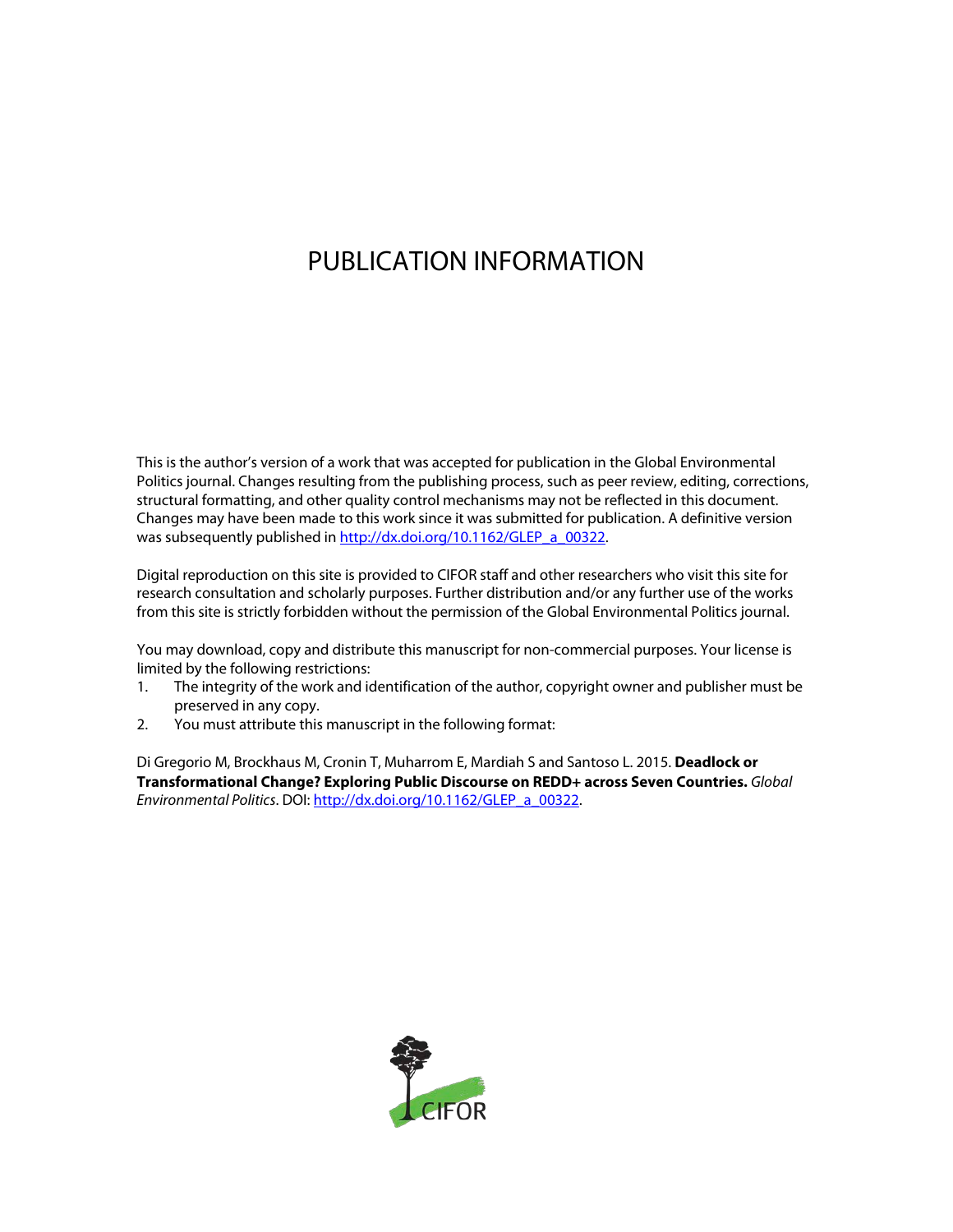# PUBLICATION INFORMATION

This is the author's version of a work that was accepted for publication in the Global Environmental Politics journal. Changes resulting from the publishing process, such as peer review, editing, corrections, structural formatting, and other quality control mechanisms may not be reflected in this document. Changes may have been made to this work since it was submitted for publication. A definitive version was subsequently published in http://dx.doi.org/10.1162/GLEP_a_00322.

Digital reproduction on this site is provided to CIFOR staff and other researchers who visit this site for research consultation and scholarly purposes. Further distribution and/or any further use of the works from this site is strictly forbidden without the permission of the Global Environmental Politics journal.

You may download, copy and distribute this manuscript for non-commercial purposes. Your license is limited by the following restrictions:

1. The integrity of the work and identification of the author, copyright owner and publisher must be preserved in any copy.
2. You must attribute this manuscript in the following format:

Di Gregorio M, Brockhaus M, Cronin T, Muharrom E, Mardiah S and Santoso L. 2015. **Deadlock or Transformational Change? Exploring Public Discourse on REDD+ across Seven Countries.** *Global Environmental Politics*. DOI: http://dx.doi.org/10.1162/GLEP_a_00322.

CIFOR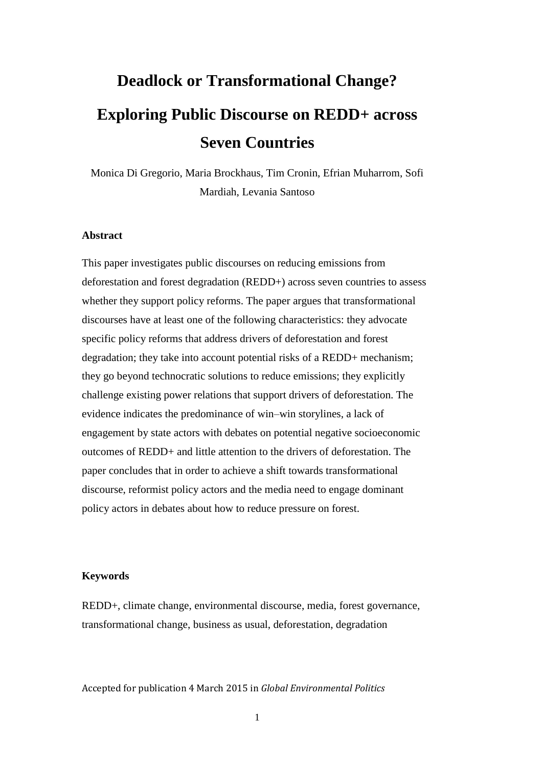# Deadlock or Transformational Change? Exploring Public Discourse on REDD+ across Seven Countries

Monica Di Gregorio, Maria Brockhaus, Tim Cronin, Efrian Muharrom, Sofi Mardiah, Levania Santoso

### Abstract

This paper investigates public discourses on reducing emissions from deforestation and forest degradation (REDD+) across seven countries to assess whether they support policy reforms. The paper argues that transformational discourses have at least one of the following characteristics: they advocate specific policy reforms that address drivers of deforestation and forest degradation; they take into account potential risks of a REDD+ mechanism; they go beyond technocratic solutions to reduce emissions; they explicitly challenge existing power relations that support drivers of deforestation. The evidence indicates the predominance of win–win storylines, a lack of engagement by state actors with debates on potential negative socioeconomic outcomes of REDD+ and little attention to the drivers of deforestation. The paper concludes that in order to achieve a shift towards transformational discourse, reformist policy actors and the media need to engage dominant policy actors in debates about how to reduce pressure on forest.

### Keywords

REDD+, climate change, environmental discourse, media, forest governance, transformational change, business as usual, deforestation, degradation

Accepted for publication 4 March 2015 in *Global Environmental Politics*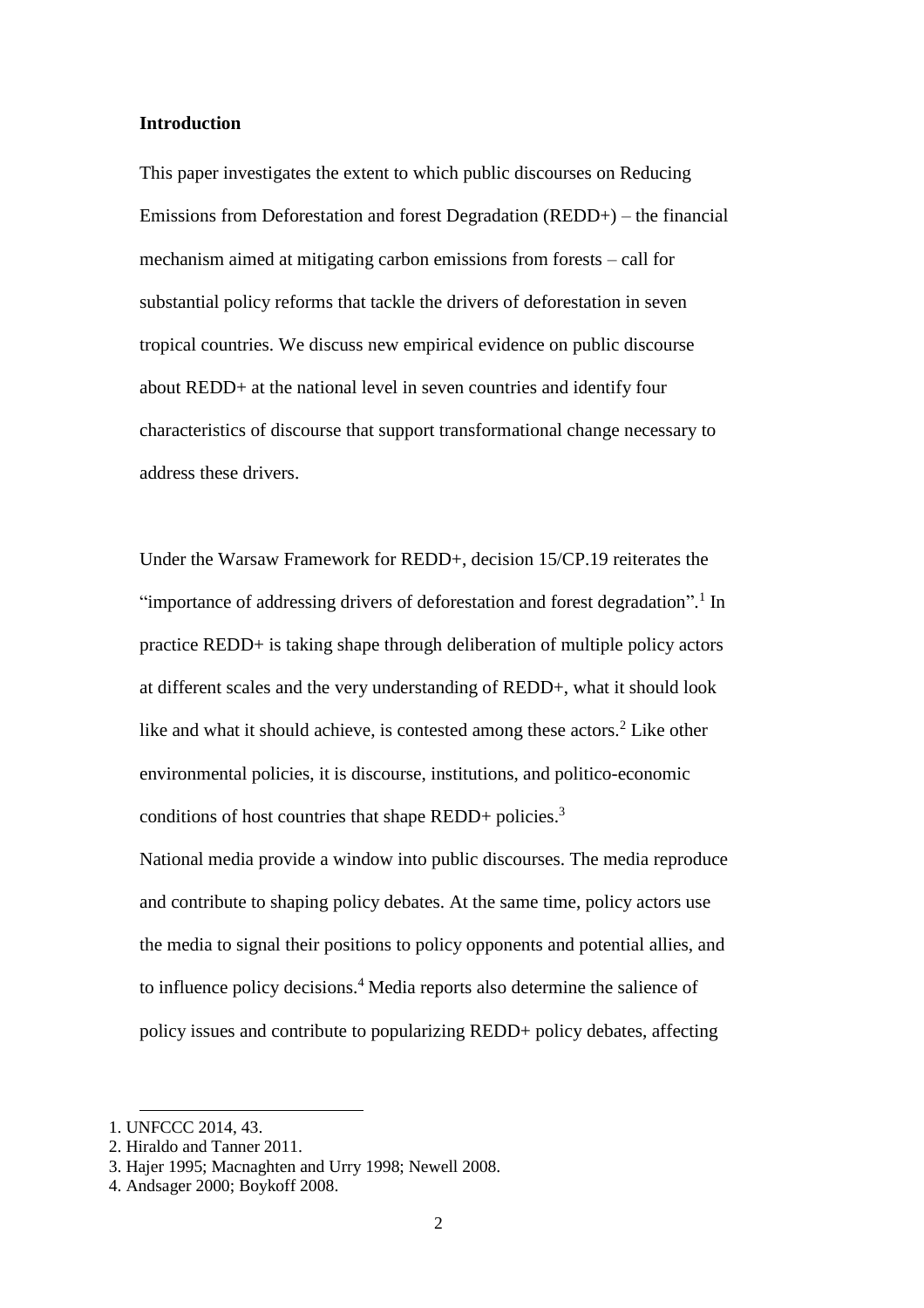**Introduction**

This paper investigates the extent to which public discourses on Reducing Emissions from Deforestation and forest Degradation (REDD+) – the financial mechanism aimed at mitigating carbon emissions from forests – call for substantial policy reforms that tackle the drivers of deforestation in seven tropical countries. We discuss new empirical evidence on public discourse about REDD+ at the national level in seven countries and identify four characteristics of discourse that support transformational change necessary to address these drivers.

Under the Warsaw Framework for REDD+, decision 15/CP.19 reiterates the "importance of addressing drivers of deforestation and forest degradation".[1] In practice REDD+ is taking shape through deliberation of multiple policy actors at different scales and the very understanding of REDD+, what it should look like and what it should achieve, is contested among these actors.[2] Like other environmental policies, it is discourse, institutions, and politico-economic conditions of host countries that shape REDD+ policies.[3]

National media provide a window into public discourses. The media reproduce and contribute to shaping policy debates. At the same time, policy actors use the media to signal their positions to policy opponents and potential allies, and to influence policy decisions.[4] Media reports also determine the salience of policy issues and contribute to popularizing REDD+ policy debates, affecting

1. UNFCCC 2014, 43.
2. Hiraldo and Tanner 2011.
3. Hajer 1995; Macnaghten and Urry 1998; Newell 2008.
4. Andsager 2000; Boykoff 2008.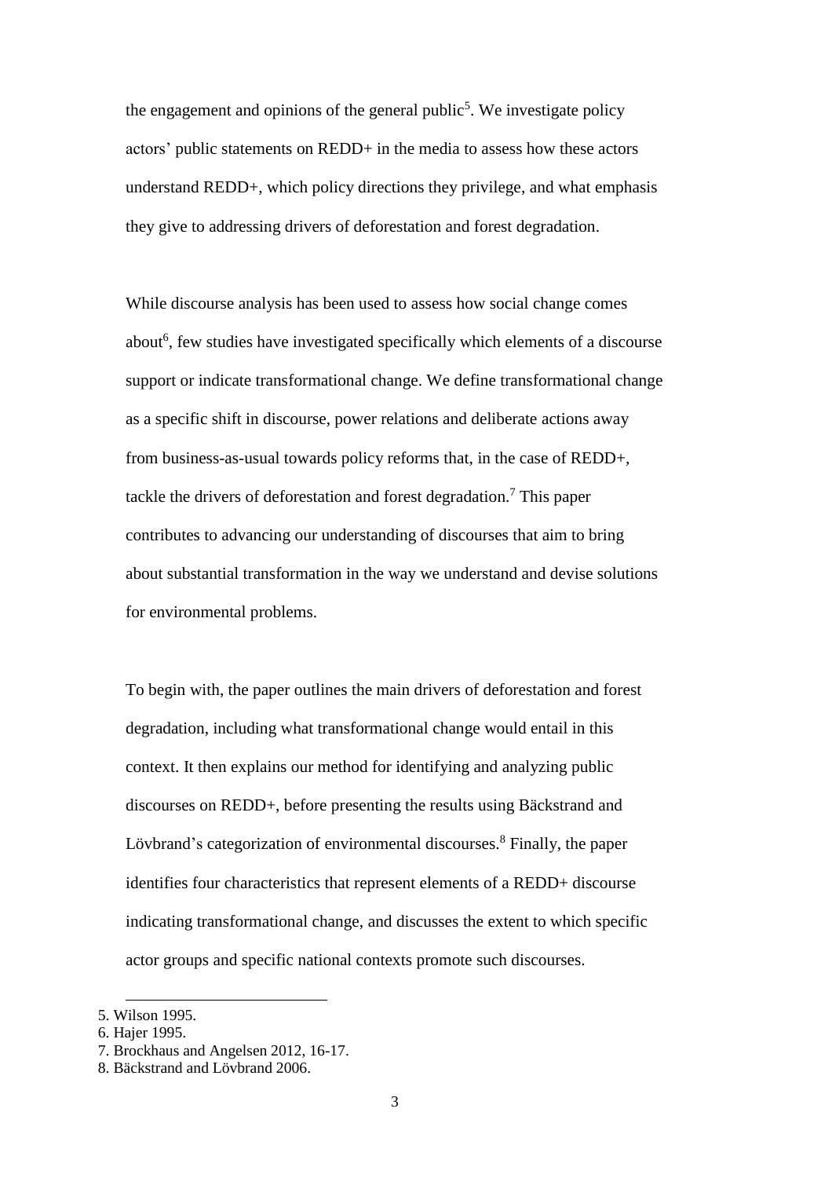the engagement and opinions of the general public[5]. We investigate policy actors' public statements on REDD+ in the media to assess how these actors understand REDD+, which policy directions they privilege, and what emphasis they give to addressing drivers of deforestation and forest degradation.

While discourse analysis has been used to assess how social change comes about[6], few studies have investigated specifically which elements of a discourse support or indicate transformational change. We define transformational change as a specific shift in discourse, power relations and deliberate actions away from business-as-usual towards policy reforms that, in the case of REDD+, tackle the drivers of deforestation and forest degradation.[7] This paper contributes to advancing our understanding of discourses that aim to bring about substantial transformation in the way we understand and devise solutions for environmental problems.

To begin with, the paper outlines the main drivers of deforestation and forest degradation, including what transformational change would entail in this context. It then explains our method for identifying and analyzing public discourses on REDD+, before presenting the results using Bäckstrand and Lövbrand's categorization of environmental discourses.[8] Finally, the paper identifies four characteristics that represent elements of a REDD+ discourse indicating transformational change, and discusses the extent to which specific actor groups and specific national contexts promote such discourses.

5. Wilson 1995.
6. Hajer 1995.
7. Brockhaus and Angelsen 2012, 16-17.
8. Bäckstrand and Lövbrand 2006.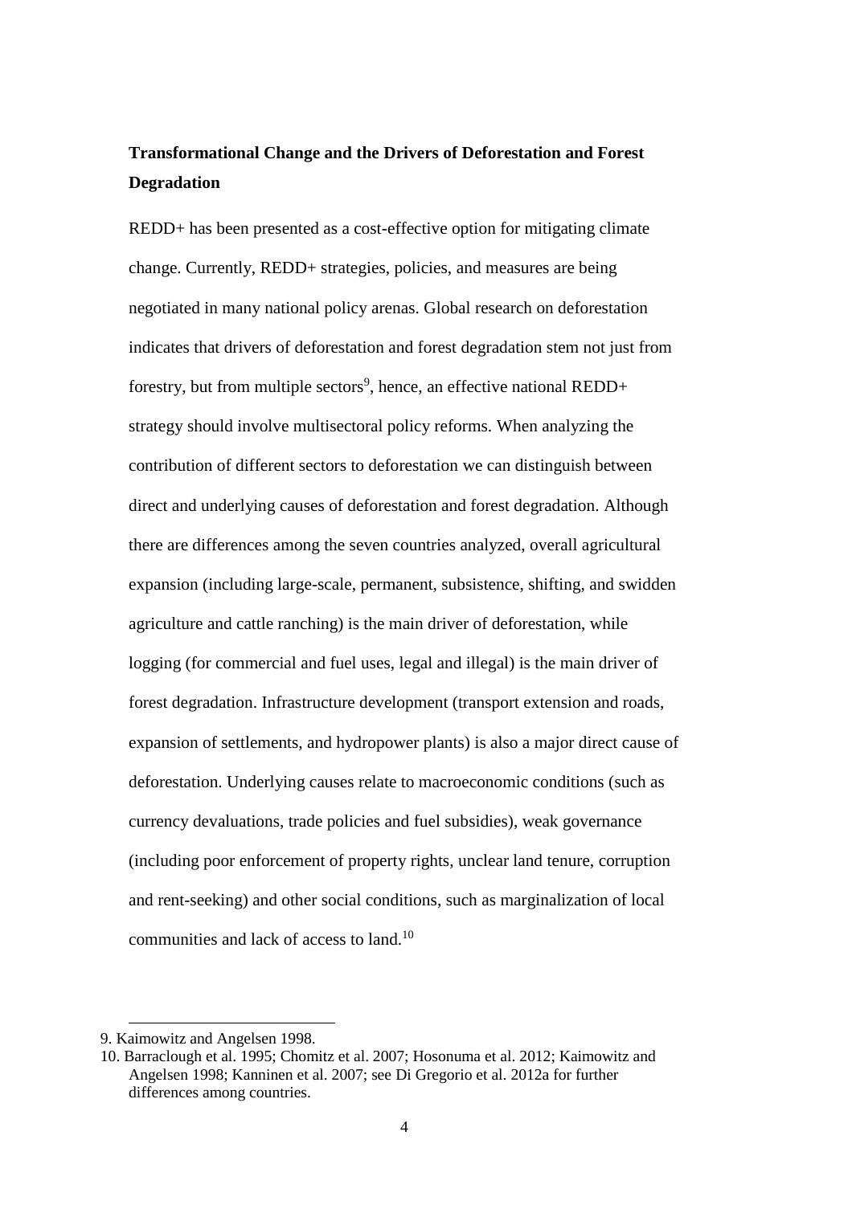## Transformational Change and the Drivers of Deforestation and Forest Degradation

REDD+ has been presented as a cost-effective option for mitigating climate change. Currently, REDD+ strategies, policies, and measures are being negotiated in many national policy arenas. Global research on deforestation indicates that drivers of deforestation and forest degradation stem not just from forestry, but from multiple sectors[9], hence, an effective national REDD+ strategy should involve multisectoral policy reforms. When analyzing the contribution of different sectors to deforestation we can distinguish between direct and underlying causes of deforestation and forest degradation. Although there are differences among the seven countries analyzed, overall agricultural expansion (including large-scale, permanent, subsistence, shifting, and swidden agriculture and cattle ranching) is the main driver of deforestation, while logging (for commercial and fuel uses, legal and illegal) is the main driver of forest degradation. Infrastructure development (transport extension and roads, expansion of settlements, and hydropower plants) is also a major direct cause of deforestation. Underlying causes relate to macroeconomic conditions (such as currency devaluations, trade policies and fuel subsidies), weak governance (including poor enforcement of property rights, unclear land tenure, corruption and rent-seeking) and other social conditions, such as marginalization of local communities and lack of access to land.[10]

---

9. Kaimowitz and Angelsen 1998.
10. Barraclough et al. 1995; Chomitz et al. 2007; Hosonuma et al. 2012; Kaimowitz and Angelsen 1998; Kanninen et al. 2007; see Di Gregorio et al. 2012a for further differences among countries.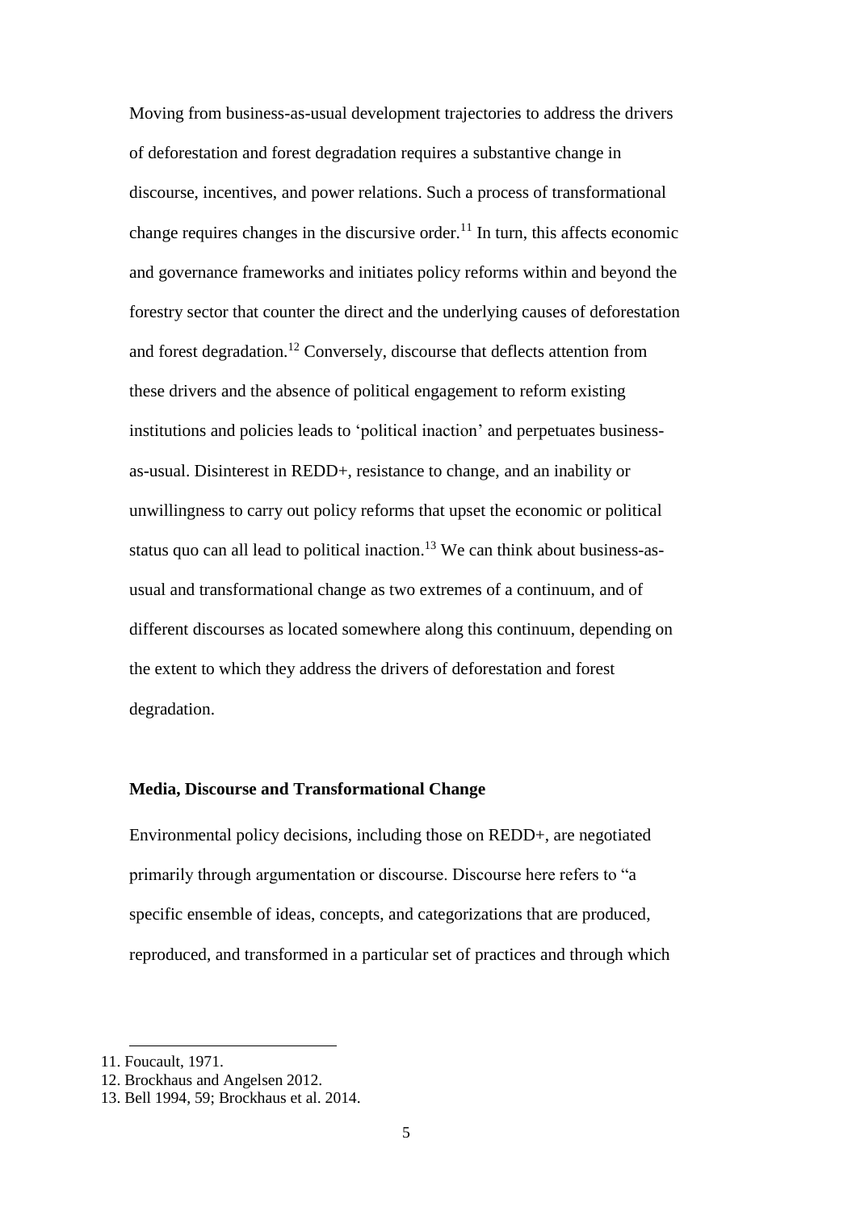Moving from business-as-usual development trajectories to address the drivers of deforestation and forest degradation requires a substantive change in discourse, incentives, and power relations. Such a process of transformational change requires changes in the discursive order.[11] In turn, this affects economic and governance frameworks and initiates policy reforms within and beyond the forestry sector that counter the direct and the underlying causes of deforestation and forest degradation.[12] Conversely, discourse that deflects attention from these drivers and the absence of political engagement to reform existing institutions and policies leads to 'political inaction' and perpetuates business-as-usual. Disinterest in REDD+, resistance to change, and an inability or unwillingness to carry out policy reforms that upset the economic or political status quo can all lead to political inaction.[13] We can think about business-as-usual and transformational change as two extremes of a continuum, and of different discourses as located somewhere along this continuum, depending on the extent to which they address the drivers of deforestation and forest degradation.

**Media, Discourse and Transformational Change**

Environmental policy decisions, including those on REDD+, are negotiated primarily through argumentation or discourse. Discourse here refers to "a specific ensemble of ideas, concepts, and categorizations that are produced, reproduced, and transformed in a particular set of practices and through which

---

11. Foucault, 1971.
12. Brockhaus and Angelsen 2012.
13. Bell 1994, 59; Brockhaus et al. 2014.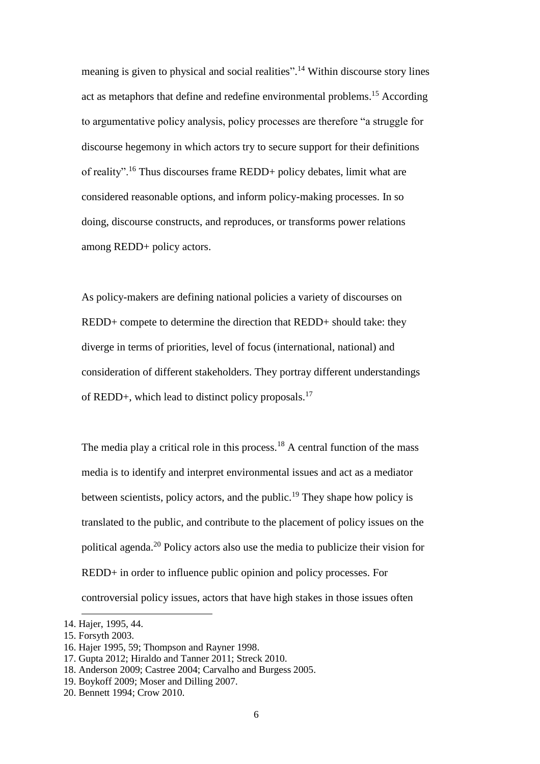meaning is given to physical and social realities".[14] Within discourse story lines act as metaphors that define and redefine environmental problems.[15] According to argumentative policy analysis, policy processes are therefore "a struggle for discourse hegemony in which actors try to secure support for their definitions of reality".[16] Thus discourses frame REDD+ policy debates, limit what are considered reasonable options, and inform policy-making processes. In so doing, discourse constructs, and reproduces, or transforms power relations among REDD+ policy actors.

As policy-makers are defining national policies a variety of discourses on REDD+ compete to determine the direction that REDD+ should take: they diverge in terms of priorities, level of focus (international, national) and consideration of different stakeholders. They portray different understandings of REDD+, which lead to distinct policy proposals.[17]

The media play a critical role in this process.[18] A central function of the mass media is to identify and interpret environmental issues and act as a mediator between scientists, policy actors, and the public.[19] They shape how policy is translated to the public, and contribute to the placement of policy issues on the political agenda.[20] Policy actors also use the media to publicize their vision for REDD+ in order to influence public opinion and policy processes. For controversial policy issues, actors that have high stakes in those issues often

---

14. Hajer, 1995, 44.
15. Forsyth 2003.
16. Hajer 1995, 59; Thompson and Rayner 1998.
17. Gupta 2012; Hiraldo and Tanner 2011; Streck 2010.
18. Anderson 2009; Castree 2004; Carvalho and Burgess 2005.
19. Boykoff 2009; Moser and Dilling 2007.
20. Bennett 1994; Crow 2010.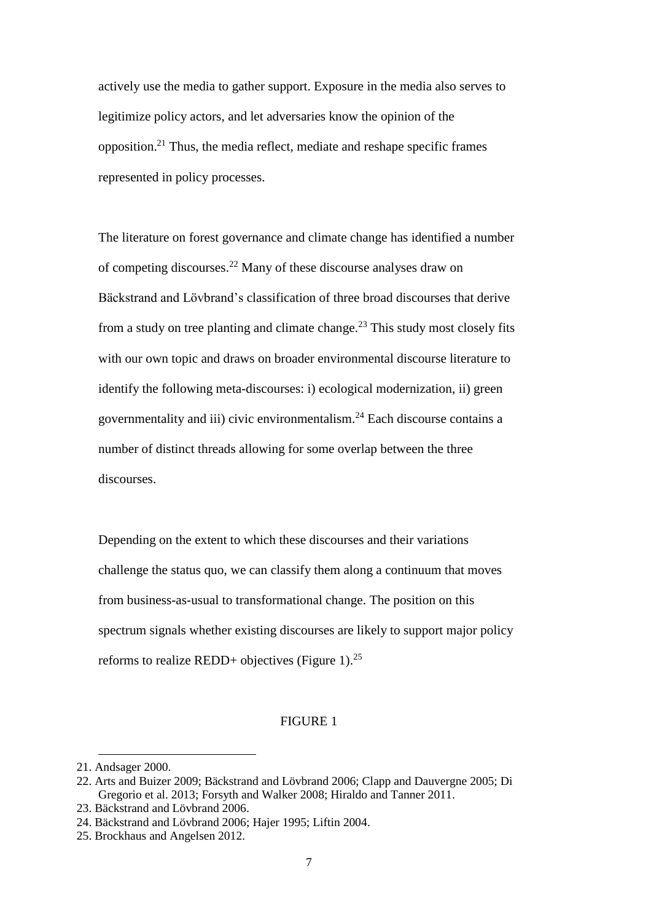actively use the media to gather support. Exposure in the media also serves to legitimize policy actors, and let adversaries know the opinion of the opposition.[21] Thus, the media reflect, mediate and reshape specific frames represented in policy processes.

The literature on forest governance and climate change has identified a number of competing discourses.[22] Many of these discourse analyses draw on Bäckstrand and Lövbrand's classification of three broad discourses that derive from a study on tree planting and climate change.[23] This study most closely fits with our own topic and draws on broader environmental discourse literature to identify the following meta-discourses: i) ecological modernization, ii) green governmentality and iii) civic environmentalism.[24] Each discourse contains a number of distinct threads allowing for some overlap between the three discourses.

Depending on the extent to which these discourses and their variations challenge the status quo, we can classify them along a continuum that moves from business-as-usual to transformational change. The position on this spectrum signals whether existing discourses are likely to support major policy reforms to realize REDD+ objectives (Figure 1).[25]

FIGURE 1

---

21. Andsager 2000.
22. Arts and Buizer 2009; Bäckstrand and Lövbrand 2006; Clapp and Dauvergne 2005; Di Gregorio et al. 2013; Forsyth and Walker 2008; Hiraldo and Tanner 2011.
23. Bäckstrand and Lövbrand 2006.
24. Bäckstrand and Lövbrand 2006; Hajer 1995; Liftin 2004.
25. Brockhaus and Angelsen 2012.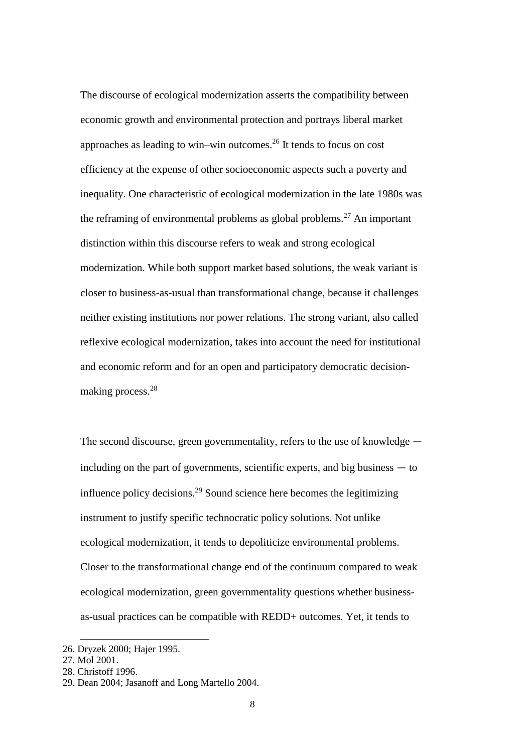The discourse of ecological modernization asserts the compatibility between economic growth and environmental protection and portrays liberal market approaches as leading to win–win outcomes.[26] It tends to focus on cost efficiency at the expense of other socioeconomic aspects such a poverty and inequality. One characteristic of ecological modernization in the late 1980s was the reframing of environmental problems as global problems.[27] An important distinction within this discourse refers to weak and strong ecological modernization. While both support market based solutions, the weak variant is closer to business-as-usual than transformational change, because it challenges neither existing institutions nor power relations. The strong variant, also called reflexive ecological modernization, takes into account the need for institutional and economic reform and for an open and participatory democratic decision-making process.[28]

The second discourse, green governmentality, refers to the use of knowledge ─ including on the part of governments, scientific experts, and big business ─ to influence policy decisions.[29] Sound science here becomes the legitimizing instrument to justify specific technocratic policy solutions. Not unlike ecological modernization, it tends to depoliticize environmental problems. Closer to the transformational change end of the continuum compared to weak ecological modernization, green governmentality questions whether business-as-usual practices can be compatible with REDD+ outcomes. Yet, it tends to

26. Dryzek 2000; Hajer 1995.
27. Mol 2001.
28. Christoff 1996.
29. Dean 2004; Jasanoff and Long Martello 2004.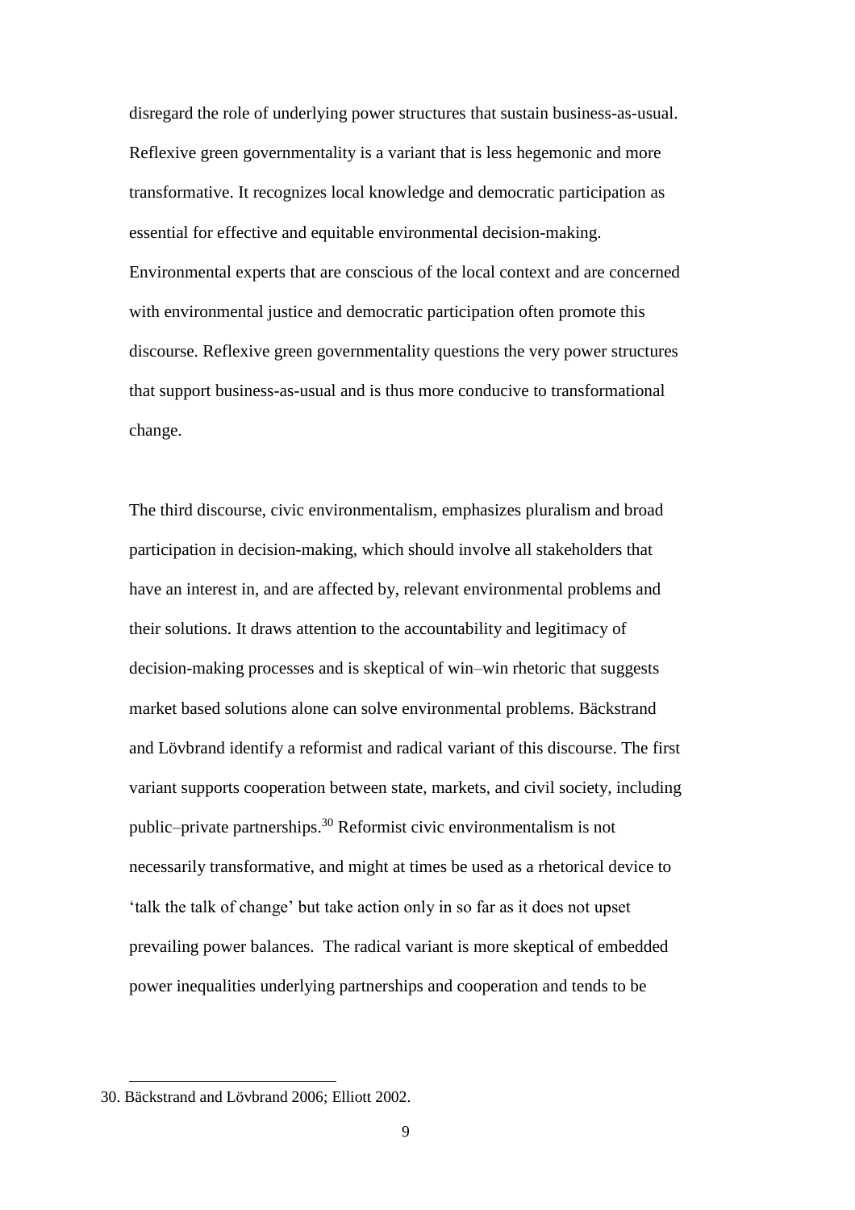disregard the role of underlying power structures that sustain business-as-usual. Reflexive green governmentality is a variant that is less hegemonic and more transformative. It recognizes local knowledge and democratic participation as essential for effective and equitable environmental decision-making. Environmental experts that are conscious of the local context and are concerned with environmental justice and democratic participation often promote this discourse. Reflexive green governmentality questions the very power structures that support business-as-usual and is thus more conducive to transformational change.

The third discourse, civic environmentalism, emphasizes pluralism and broad participation in decision-making, which should involve all stakeholders that have an interest in, and are affected by, relevant environmental problems and their solutions. It draws attention to the accountability and legitimacy of decision-making processes and is skeptical of win–win rhetoric that suggests market based solutions alone can solve environmental problems. Bäckstrand and Lövbrand identify a reformist and radical variant of this discourse. The first variant supports cooperation between state, markets, and civil society, including public–private partnerships.[30] Reformist civic environmentalism is not necessarily transformative, and might at times be used as a rhetorical device to 'talk the talk of change' but take action only in so far as it does not upset prevailing power balances. The radical variant is more skeptical of embedded power inequalities underlying partnerships and cooperation and tends to be

30. Bäckstrand and Lövbrand 2006; Elliott 2002.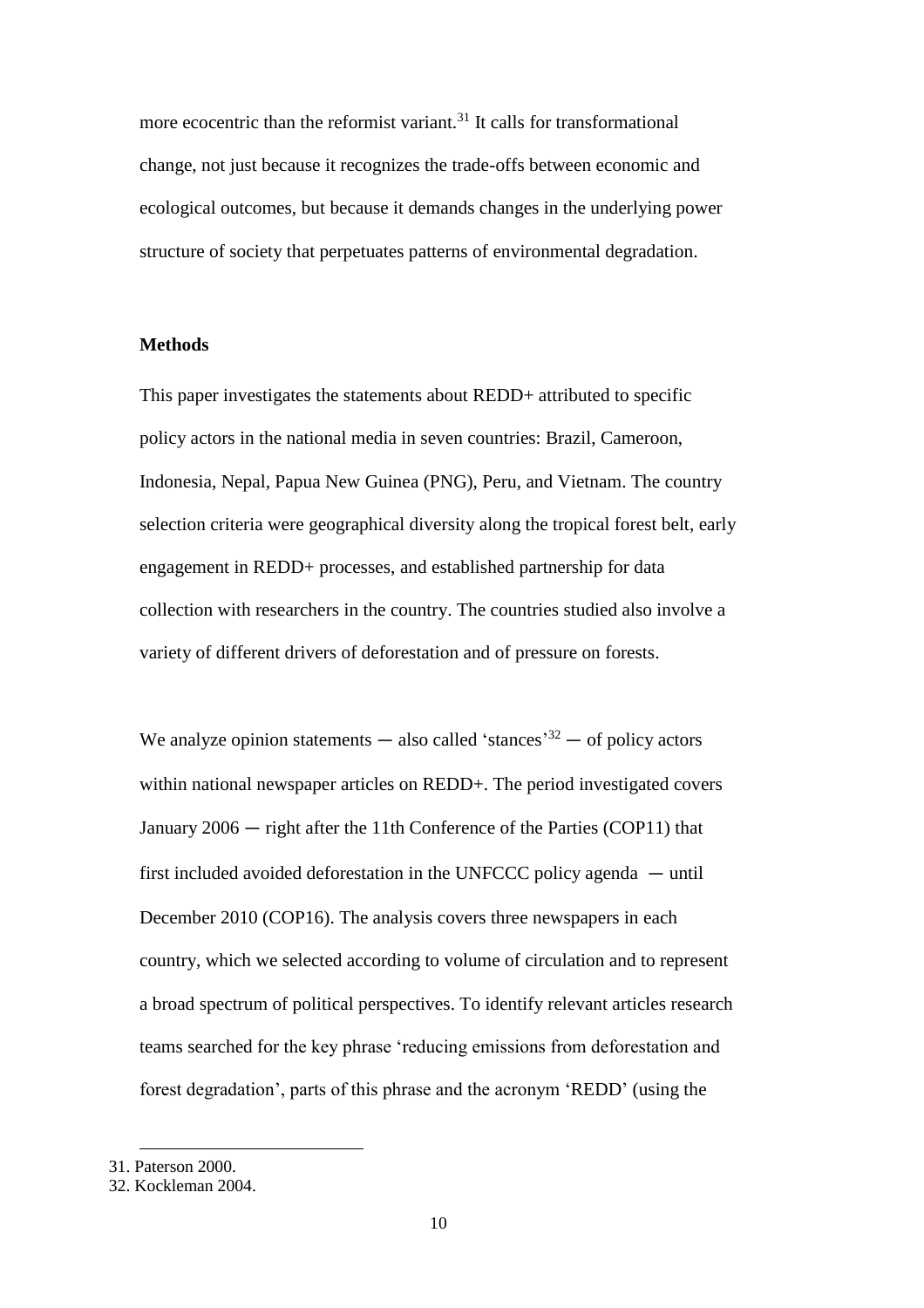more ecocentric than the reformist variant.[31] It calls for transformational change, not just because it recognizes the trade-offs between economic and ecological outcomes, but because it demands changes in the underlying power structure of society that perpetuates patterns of environmental degradation.

## Methods

This paper investigates the statements about REDD+ attributed to specific policy actors in the national media in seven countries: Brazil, Cameroon, Indonesia, Nepal, Papua New Guinea (PNG), Peru, and Vietnam. The country selection criteria were geographical diversity along the tropical forest belt, early engagement in REDD+ processes, and established partnership for data collection with researchers in the country. The countries studied also involve a variety of different drivers of deforestation and of pressure on forests.

We analyze opinion statements — also called 'stances'[32] — of policy actors within national newspaper articles on REDD+. The period investigated covers January 2006 — right after the 11th Conference of the Parties (COP11) that first included avoided deforestation in the UNFCCC policy agenda — until December 2010 (COP16). The analysis covers three newspapers in each country, which we selected according to volume of circulation and to represent a broad spectrum of political perspectives. To identify relevant articles research teams searched for the key phrase 'reducing emissions from deforestation and forest degradation', parts of this phrase and the acronym 'REDD' (using the

31. Paterson 2000.

32. Kockleman 2004.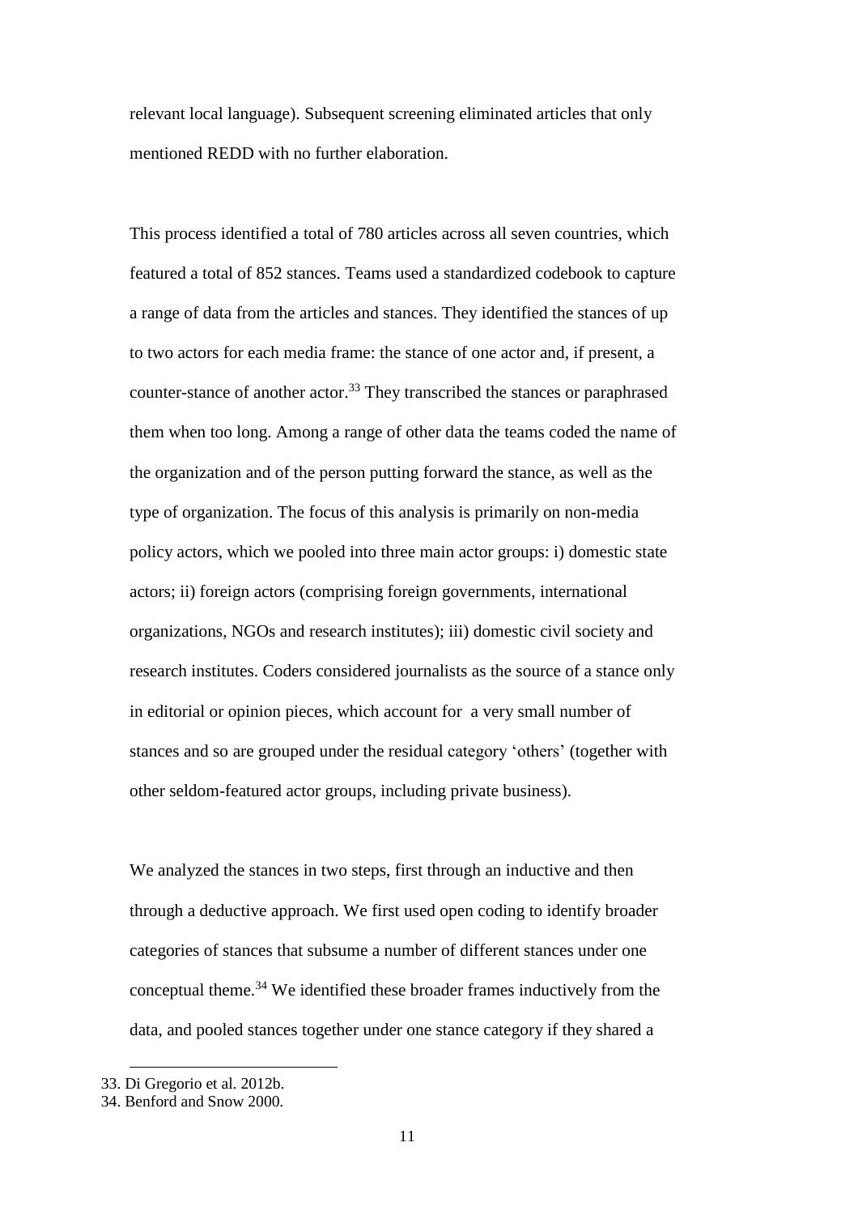relevant local language). Subsequent screening eliminated articles that only mentioned REDD with no further elaboration.

This process identified a total of 780 articles across all seven countries, which featured a total of 852 stances. Teams used a standardized codebook to capture a range of data from the articles and stances. They identified the stances of up to two actors for each media frame: the stance of one actor and, if present, a counter-stance of another actor.[33] They transcribed the stances or paraphrased them when too long. Among a range of other data the teams coded the name of the organization and of the person putting forward the stance, as well as the type of organization. The focus of this analysis is primarily on non-media policy actors, which we pooled into three main actor groups: i) domestic state actors; ii) foreign actors (comprising foreign governments, international organizations, NGOs and research institutes); iii) domestic civil society and research institutes. Coders considered journalists as the source of a stance only in editorial or opinion pieces, which account for a very small number of stances and so are grouped under the residual category 'others' (together with other seldom-featured actor groups, including private business).

We analyzed the stances in two steps, first through an inductive and then through a deductive approach. We first used open coding to identify broader categories of stances that subsume a number of different stances under one conceptual theme.[34] We identified these broader frames inductively from the data, and pooled stances together under one stance category if they shared a

33. Di Gregorio et al. 2012b.

34. Benford and Snow 2000.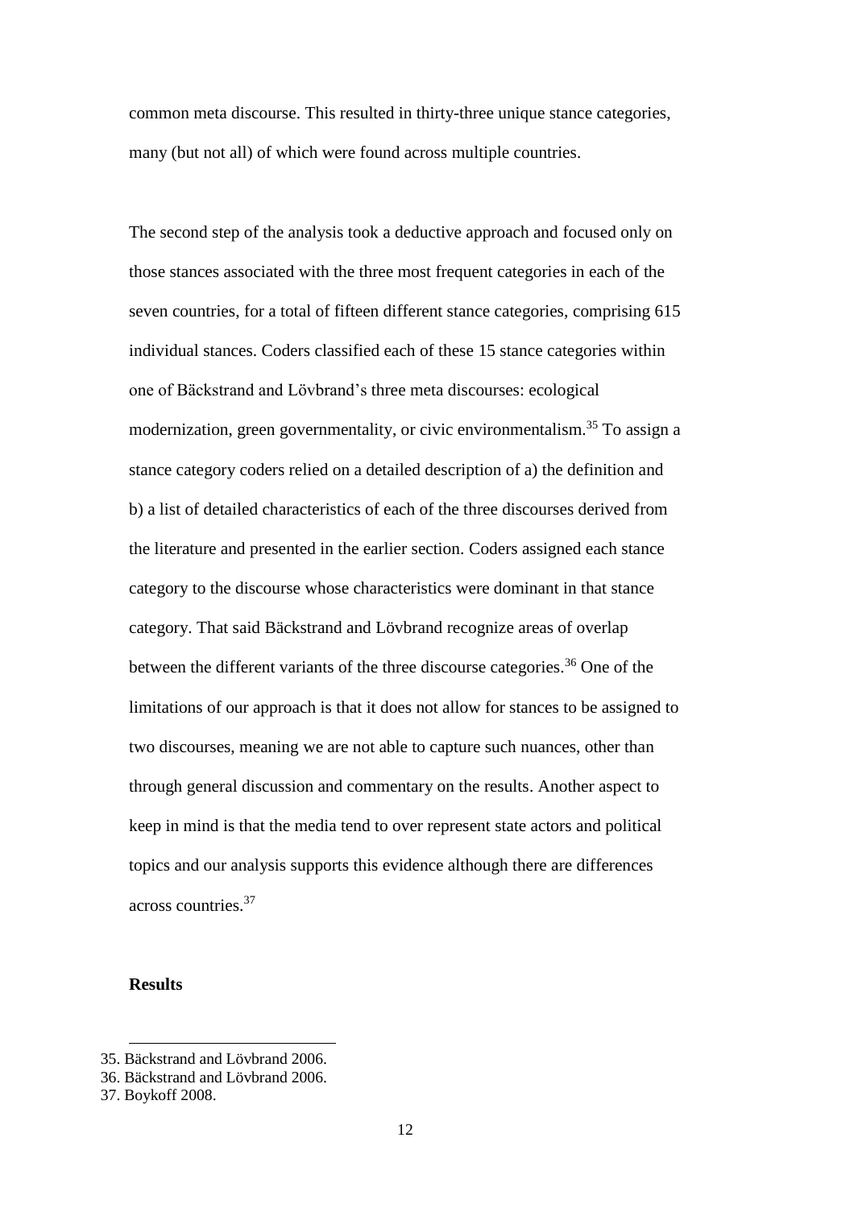common meta discourse. This resulted in thirty-three unique stance categories, many (but not all) of which were found across multiple countries.

The second step of the analysis took a deductive approach and focused only on those stances associated with the three most frequent categories in each of the seven countries, for a total of fifteen different stance categories, comprising 615 individual stances. Coders classified each of these 15 stance categories within one of Bäckstrand and Lövbrand's three meta discourses: ecological modernization, green governmentality, or civic environmentalism.[35] To assign a stance category coders relied on a detailed description of a) the definition and b) a list of detailed characteristics of each of the three discourses derived from the literature and presented in the earlier section. Coders assigned each stance category to the discourse whose characteristics were dominant in that stance category. That said Bäckstrand and Lövbrand recognize areas of overlap between the different variants of the three discourse categories.[36] One of the limitations of our approach is that it does not allow for stances to be assigned to two discourses, meaning we are not able to capture such nuances, other than through general discussion and commentary on the results. Another aspect to keep in mind is that the media tend to over represent state actors and political topics and our analysis supports this evidence although there are differences across countries.[37]

## Results

35. Bäckstrand and Lövbrand 2006.
36. Bäckstrand and Lövbrand 2006.
37. Boykoff 2008.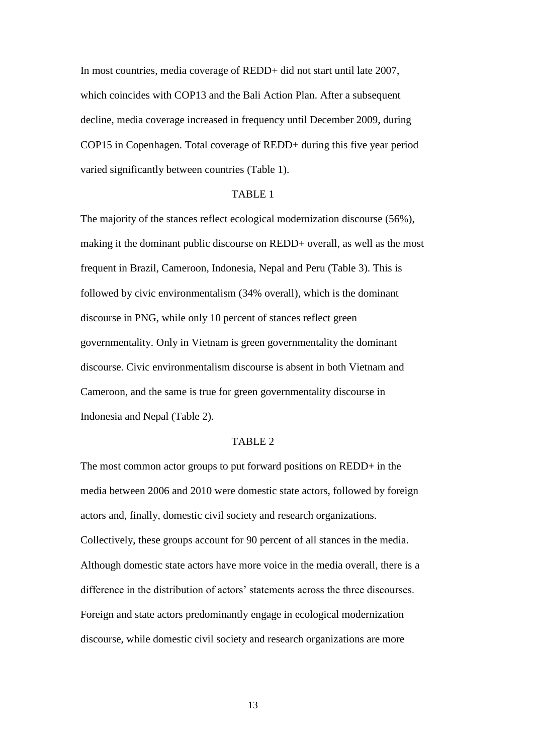In most countries, media coverage of REDD+ did not start until late 2007, which coincides with COP13 and the Bali Action Plan. After a subsequent decline, media coverage increased in frequency until December 2009, during COP15 in Copenhagen. Total coverage of REDD+ during this five year period varied significantly between countries (Table 1).

TABLE 1

The majority of the stances reflect ecological modernization discourse (56%), making it the dominant public discourse on REDD+ overall, as well as the most frequent in Brazil, Cameroon, Indonesia, Nepal and Peru (Table 3). This is followed by civic environmentalism (34% overall), which is the dominant discourse in PNG, while only 10 percent of stances reflect green governmentality. Only in Vietnam is green governmentality the dominant discourse. Civic environmentalism discourse is absent in both Vietnam and Cameroon, and the same is true for green governmentality discourse in Indonesia and Nepal (Table 2).

TABLE 2

The most common actor groups to put forward positions on REDD+ in the media between 2006 and 2010 were domestic state actors, followed by foreign actors and, finally, domestic civil society and research organizations. Collectively, these groups account for 90 percent of all stances in the media. Although domestic state actors have more voice in the media overall, there is a difference in the distribution of actors' statements across the three discourses. Foreign and state actors predominantly engage in ecological modernization discourse, while domestic civil society and research organizations are more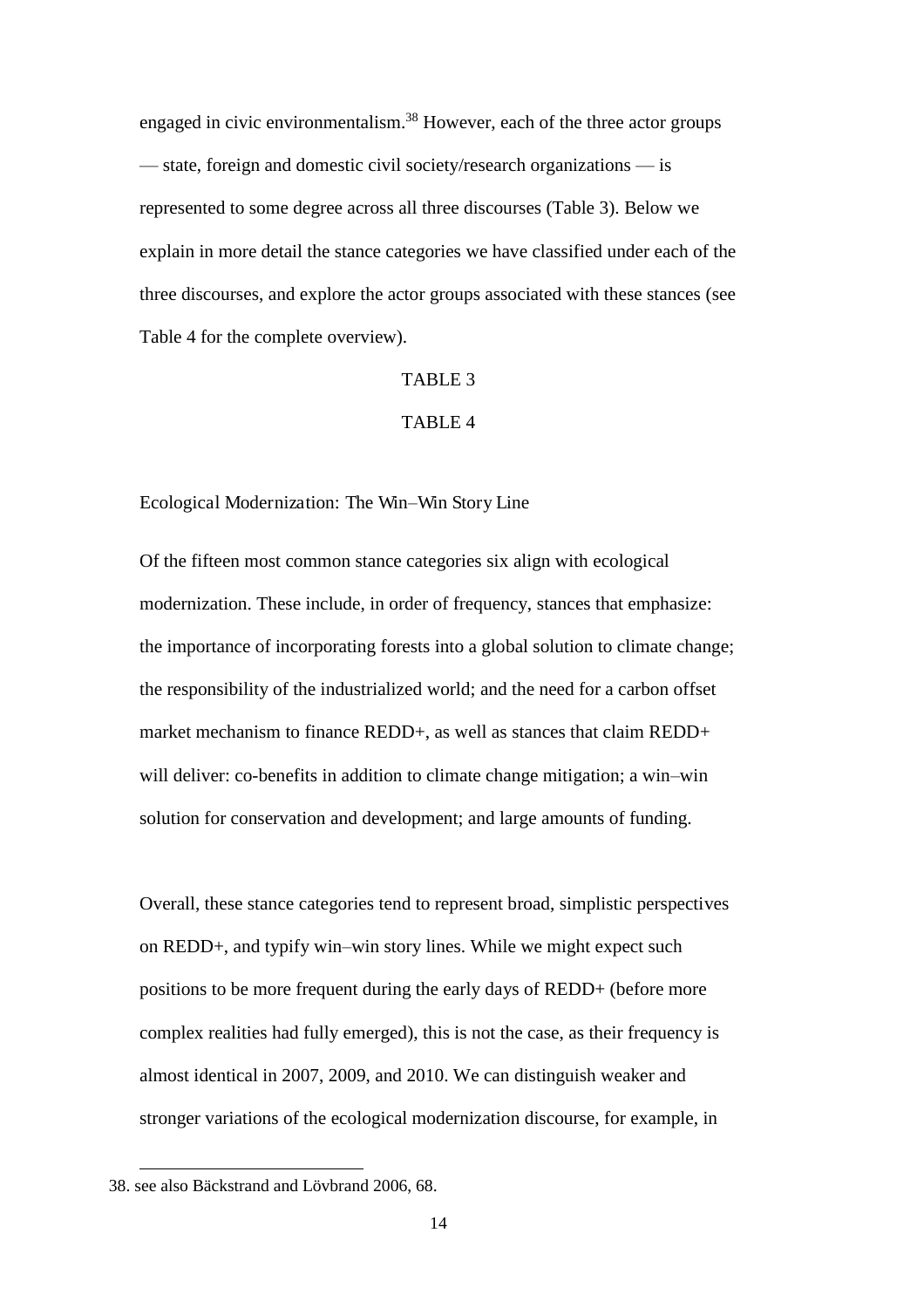engaged in civic environmentalism.[38] However, each of the three actor groups — state, foreign and domestic civil society/research organizations — is represented to some degree across all three discourses (Table 3). Below we explain in more detail the stance categories we have classified under each of the three discourses, and explore the actor groups associated with these stances (see Table 4 for the complete overview).

TABLE 3

TABLE 4

## Ecological Modernization: The Win–Win Story Line

Of the fifteen most common stance categories six align with ecological modernization. These include, in order of frequency, stances that emphasize: the importance of incorporating forests into a global solution to climate change; the responsibility of the industrialized world; and the need for a carbon offset market mechanism to finance REDD+, as well as stances that claim REDD+ will deliver: co-benefits in addition to climate change mitigation; a win–win solution for conservation and development; and large amounts of funding.

Overall, these stance categories tend to represent broad, simplistic perspectives on REDD+, and typify win–win story lines. While we might expect such positions to be more frequent during the early days of REDD+ (before more complex realities had fully emerged), this is not the case, as their frequency is almost identical in 2007, 2009, and 2010. We can distinguish weaker and stronger variations of the ecological modernization discourse, for example, in

38. see also Bäckstrand and Lövbrand 2006, 68.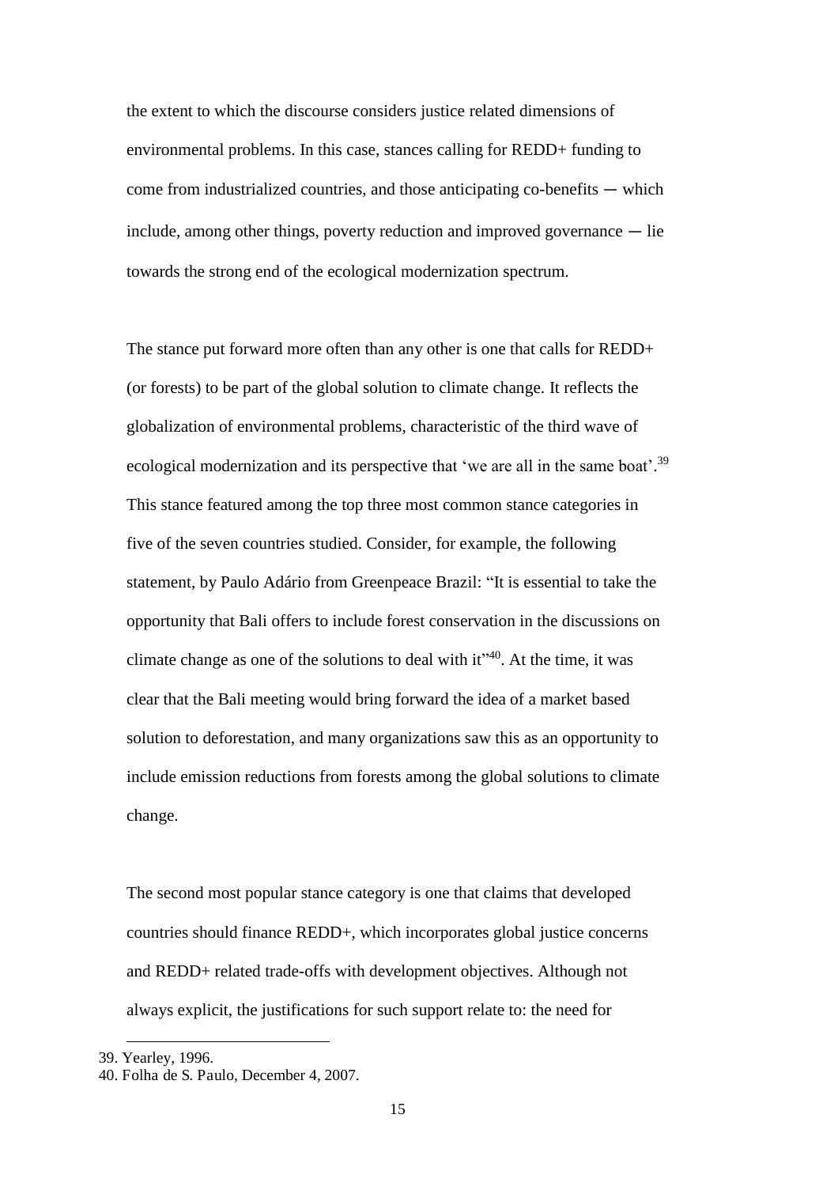the extent to which the discourse considers justice related dimensions of environmental problems. In this case, stances calling for REDD+ funding to come from industrialized countries, and those anticipating co-benefits ─ which include, among other things, poverty reduction and improved governance ─ lie towards the strong end of the ecological modernization spectrum.

The stance put forward more often than any other is one that calls for REDD+ (or forests) to be part of the global solution to climate change. It reflects the globalization of environmental problems, characteristic of the third wave of ecological modernization and its perspective that 'we are all in the same boat'.[39] This stance featured among the top three most common stance categories in five of the seven countries studied. Consider, for example, the following statement, by Paulo Adário from Greenpeace Brazil: "It is essential to take the opportunity that Bali offers to include forest conservation in the discussions on climate change as one of the solutions to deal with it"[40]. At the time, it was clear that the Bali meeting would bring forward the idea of a market based solution to deforestation, and many organizations saw this as an opportunity to include emission reductions from forests among the global solutions to climate change.

The second most popular stance category is one that claims that developed countries should finance REDD+, which incorporates global justice concerns and REDD+ related trade-offs with development objectives. Although not always explicit, the justifications for such support relate to: the need for

39. Yearley, 1996.
40. Folha de S. Paulo, December 4, 2007.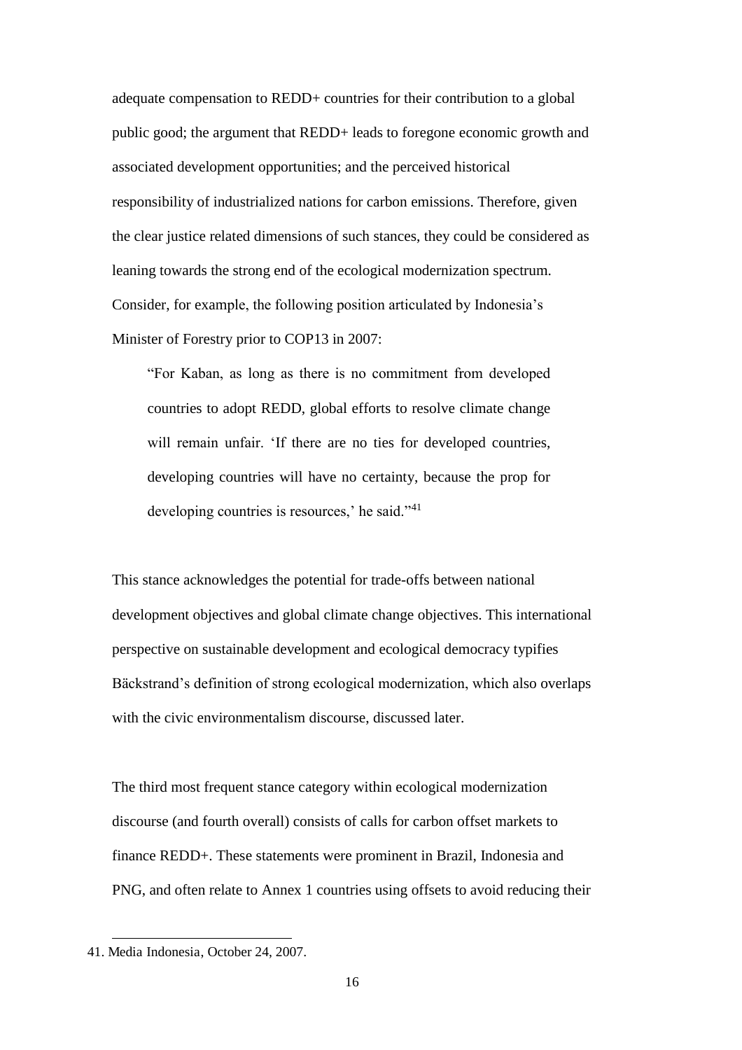adequate compensation to REDD+ countries for their contribution to a global public good; the argument that REDD+ leads to foregone economic growth and associated development opportunities; and the perceived historical responsibility of industrialized nations for carbon emissions. Therefore, given the clear justice related dimensions of such stances, they could be considered as leaning towards the strong end of the ecological modernization spectrum. Consider, for example, the following position articulated by Indonesia's Minister of Forestry prior to COP13 in 2007:

> "For Kaban, as long as there is no commitment from developed countries to adopt REDD, global efforts to resolve climate change will remain unfair. 'If there are no ties for developed countries, developing countries will have no certainty, because the prop for developing countries is resources,' he said."[41]

This stance acknowledges the potential for trade-offs between national development objectives and global climate change objectives. This international perspective on sustainable development and ecological democracy typifies Bäckstrand's definition of strong ecological modernization, which also overlaps with the civic environmentalism discourse, discussed later.

The third most frequent stance category within ecological modernization discourse (and fourth overall) consists of calls for carbon offset markets to finance REDD+. These statements were prominent in Brazil, Indonesia and PNG, and often relate to Annex 1 countries using offsets to avoid reducing their

---

41. Media Indonesia, October 24, 2007.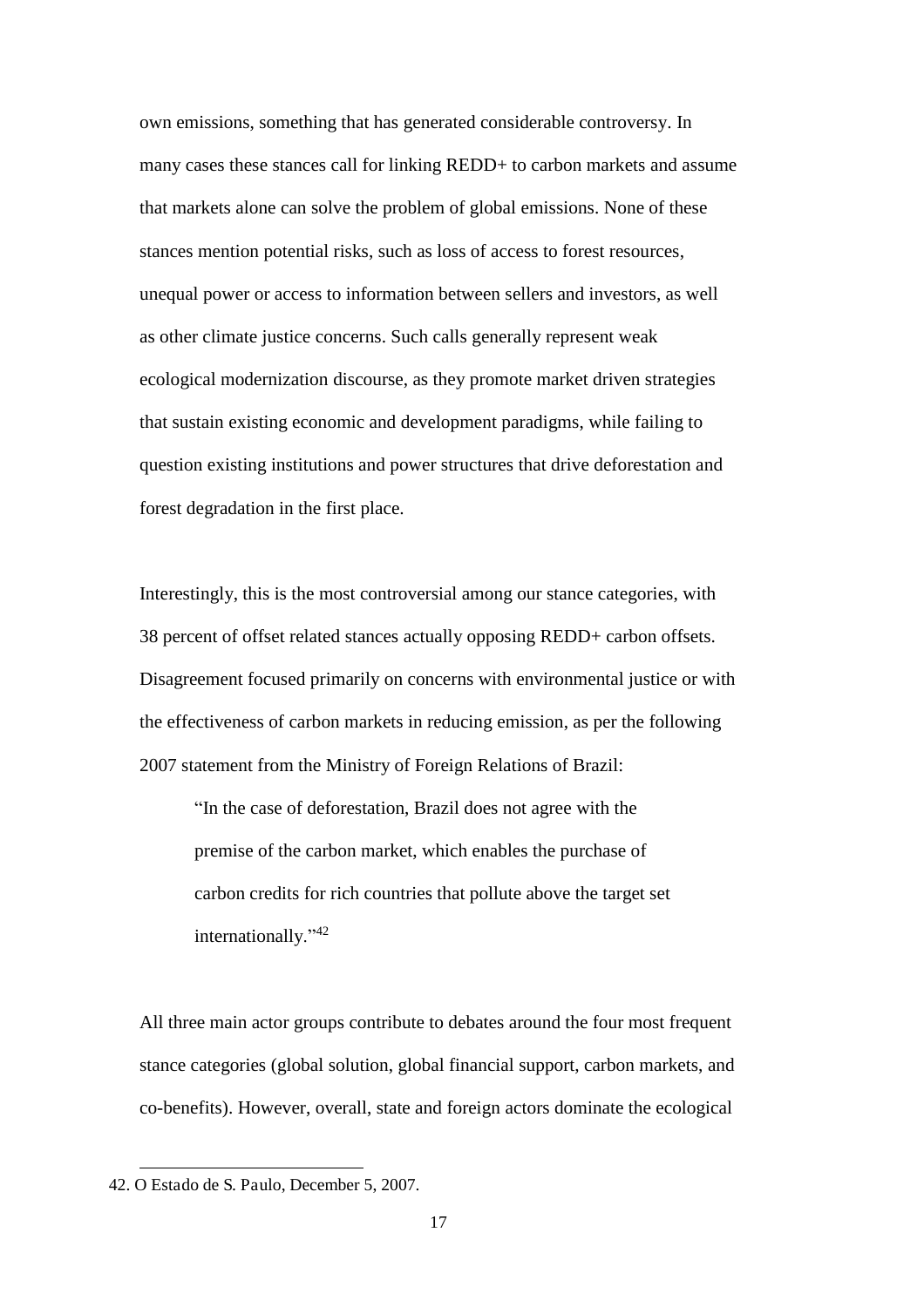own emissions, something that has generated considerable controversy. In many cases these stances call for linking REDD+ to carbon markets and assume that markets alone can solve the problem of global emissions. None of these stances mention potential risks, such as loss of access to forest resources, unequal power or access to information between sellers and investors, as well as other climate justice concerns. Such calls generally represent weak ecological modernization discourse, as they promote market driven strategies that sustain existing economic and development paradigms, while failing to question existing institutions and power structures that drive deforestation and forest degradation in the first place.

Interestingly, this is the most controversial among our stance categories, with 38 percent of offset related stances actually opposing REDD+ carbon offsets. Disagreement focused primarily on concerns with environmental justice or with the effectiveness of carbon markets in reducing emission, as per the following 2007 statement from the Ministry of Foreign Relations of Brazil:

> "In the case of deforestation, Brazil does not agree with the premise of the carbon market, which enables the purchase of carbon credits for rich countries that pollute above the target set internationally."[42]

All three main actor groups contribute to debates around the four most frequent stance categories (global solution, global financial support, carbon markets, and co-benefits). However, overall, state and foreign actors dominate the ecological

42. O Estado de S. Paulo, December 5, 2007.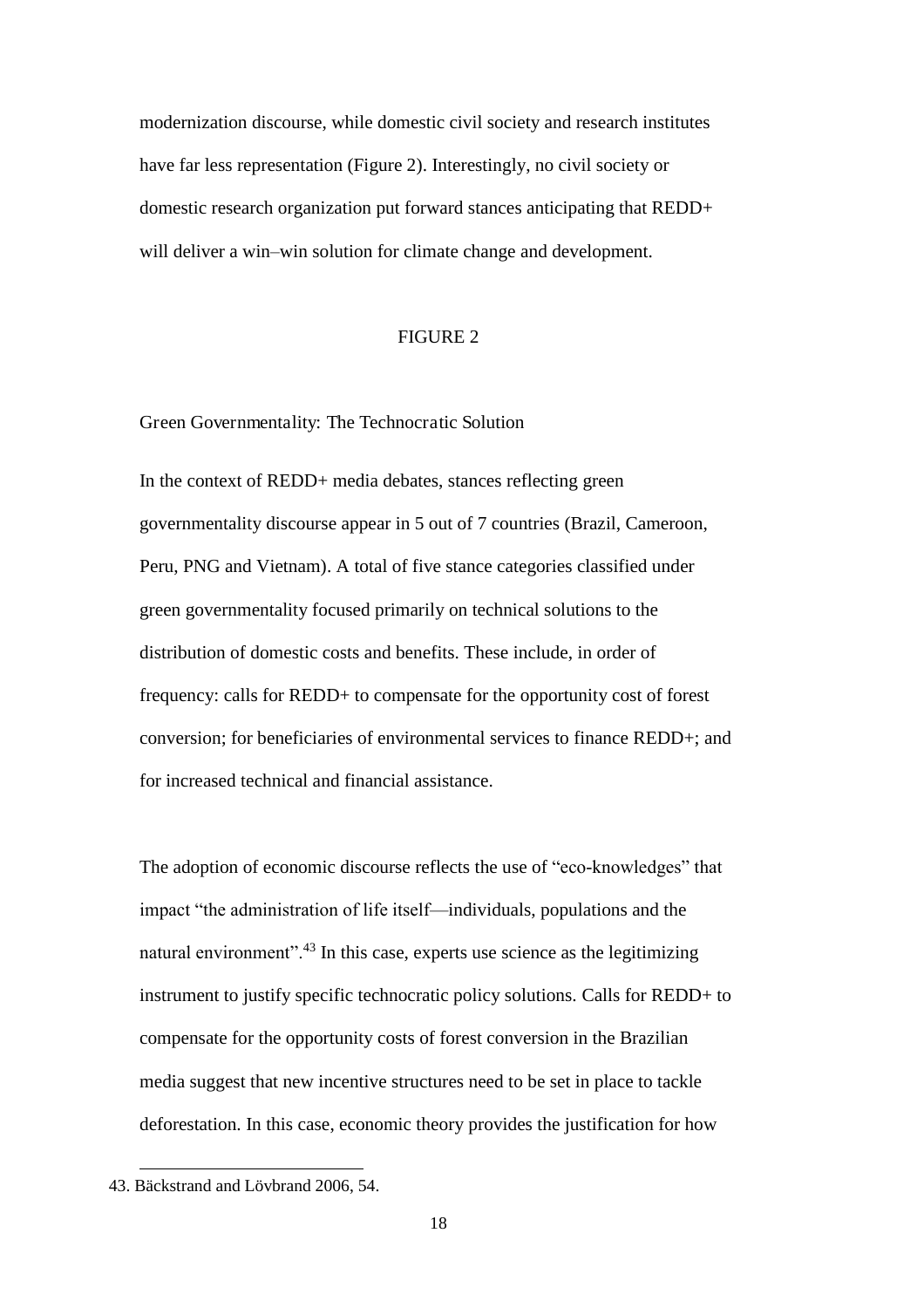modernization discourse, while domestic civil society and research institutes have far less representation (Figure 2). Interestingly, no civil society or domestic research organization put forward stances anticipating that REDD+ will deliver a win–win solution for climate change and development.

FIGURE 2

## Green Governmentality: The Technocratic Solution

In the context of REDD+ media debates, stances reflecting green governmentality discourse appear in 5 out of 7 countries (Brazil, Cameroon, Peru, PNG and Vietnam). A total of five stance categories classified under green governmentality focused primarily on technical solutions to the distribution of domestic costs and benefits. These include, in order of frequency: calls for REDD+ to compensate for the opportunity cost of forest conversion; for beneficiaries of environmental services to finance REDD+; and for increased technical and financial assistance.

The adoption of economic discourse reflects the use of "eco-knowledges" that impact "the administration of life itself—individuals, populations and the natural environment".[43] In this case, experts use science as the legitimizing instrument to justify specific technocratic policy solutions. Calls for REDD+ to compensate for the opportunity costs of forest conversion in the Brazilian media suggest that new incentive structures need to be set in place to tackle deforestation. In this case, economic theory provides the justification for how

43. Bäckstrand and Lövbrand 2006, 54.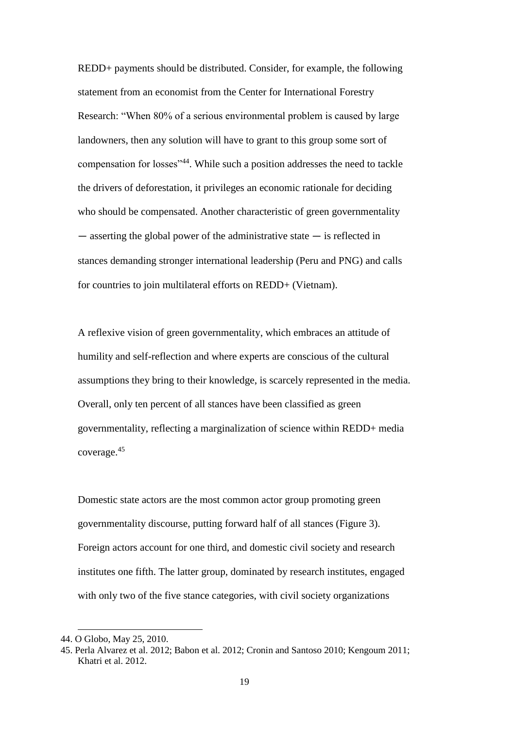REDD+ payments should be distributed. Consider, for example, the following statement from an economist from the Center for International Forestry Research: "When 80% of a serious environmental problem is caused by large landowners, then any solution will have to grant to this group some sort of compensation for losses"[44]. While such a position addresses the need to tackle the drivers of deforestation, it privileges an economic rationale for deciding who should be compensated. Another characteristic of green governmentality — asserting the global power of the administrative state — is reflected in stances demanding stronger international leadership (Peru and PNG) and calls for countries to join multilateral efforts on REDD+ (Vietnam).

A reflexive vision of green governmentality, which embraces an attitude of humility and self-reflection and where experts are conscious of the cultural assumptions they bring to their knowledge, is scarcely represented in the media. Overall, only ten percent of all stances have been classified as green governmentality, reflecting a marginalization of science within REDD+ media coverage.[45]

Domestic state actors are the most common actor group promoting green governmentality discourse, putting forward half of all stances (Figure 3). Foreign actors account for one third, and domestic civil society and research institutes one fifth. The latter group, dominated by research institutes, engaged with only two of the five stance categories, with civil society organizations

44. O Globo, May 25, 2010.

45. Perla Alvarez et al. 2012; Babon et al. 2012; Cronin and Santoso 2010; Kengoum 2011; Khatri et al. 2012.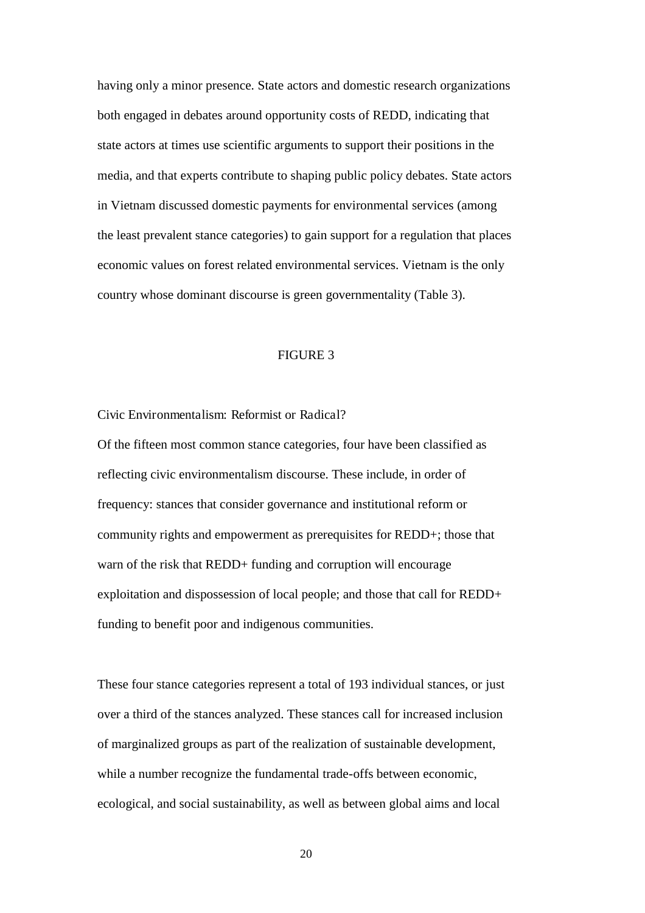having only a minor presence. State actors and domestic research organizations both engaged in debates around opportunity costs of REDD, indicating that state actors at times use scientific arguments to support their positions in the media, and that experts contribute to shaping public policy debates. State actors in Vietnam discussed domestic payments for environmental services (among the least prevalent stance categories) to gain support for a regulation that places economic values on forest related environmental services. Vietnam is the only country whose dominant discourse is green governmentality (Table 3).

FIGURE 3

## Civic Environmentalism: Reformist or Radical?

Of the fifteen most common stance categories, four have been classified as reflecting civic environmentalism discourse. These include, in order of frequency: stances that consider governance and institutional reform or community rights and empowerment as prerequisites for REDD+; those that warn of the risk that REDD+ funding and corruption will encourage exploitation and dispossession of local people; and those that call for REDD+ funding to benefit poor and indigenous communities.

These four stance categories represent a total of 193 individual stances, or just over a third of the stances analyzed. These stances call for increased inclusion of marginalized groups as part of the realization of sustainable development, while a number recognize the fundamental trade-offs between economic, ecological, and social sustainability, as well as between global aims and local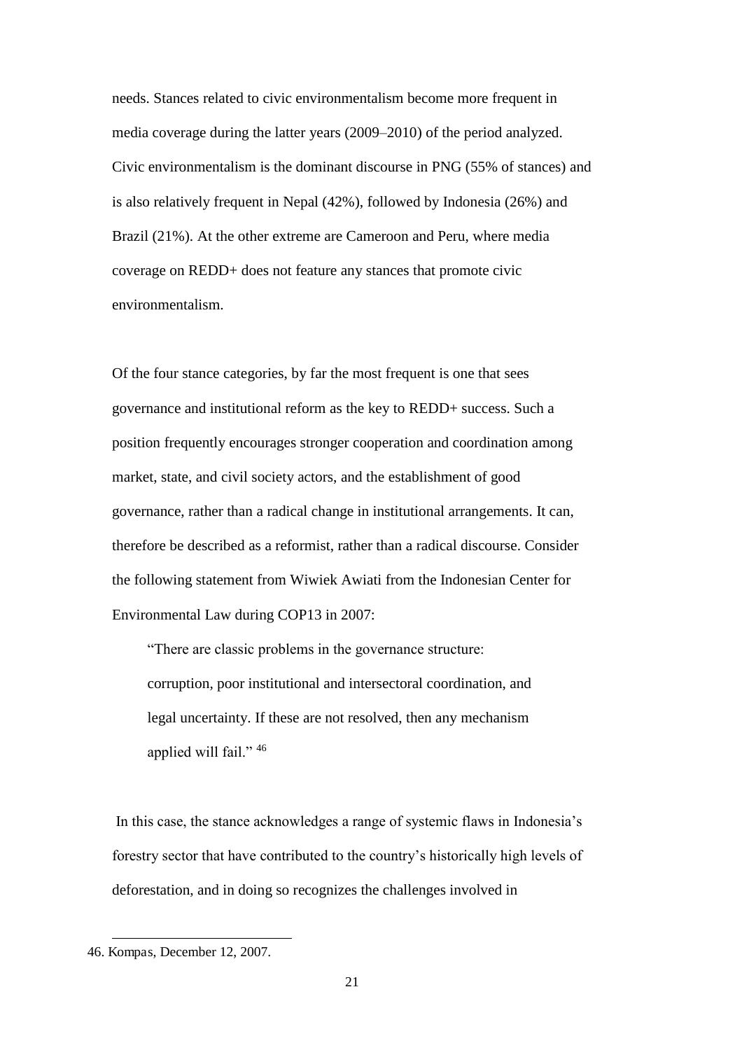needs. Stances related to civic environmentalism become more frequent in media coverage during the latter years (2009–2010) of the period analyzed. Civic environmentalism is the dominant discourse in PNG (55% of stances) and is also relatively frequent in Nepal (42%), followed by Indonesia (26%) and Brazil (21%). At the other extreme are Cameroon and Peru, where media coverage on REDD+ does not feature any stances that promote civic environmentalism.

Of the four stance categories, by far the most frequent is one that sees governance and institutional reform as the key to REDD+ success. Such a position frequently encourages stronger cooperation and coordination among market, state, and civil society actors, and the establishment of good governance, rather than a radical change in institutional arrangements. It can, therefore be described as a reformist, rather than a radical discourse. Consider the following statement from Wiwiek Awiati from the Indonesian Center for Environmental Law during COP13 in 2007:

> "There are classic problems in the governance structure: corruption, poor institutional and intersectoral coordination, and legal uncertainty. If these are not resolved, then any mechanism applied will fail." [46]

In this case, the stance acknowledges a range of systemic flaws in Indonesia's forestry sector that have contributed to the country's historically high levels of deforestation, and in doing so recognizes the challenges involved in

---

46. Kompas, December 12, 2007.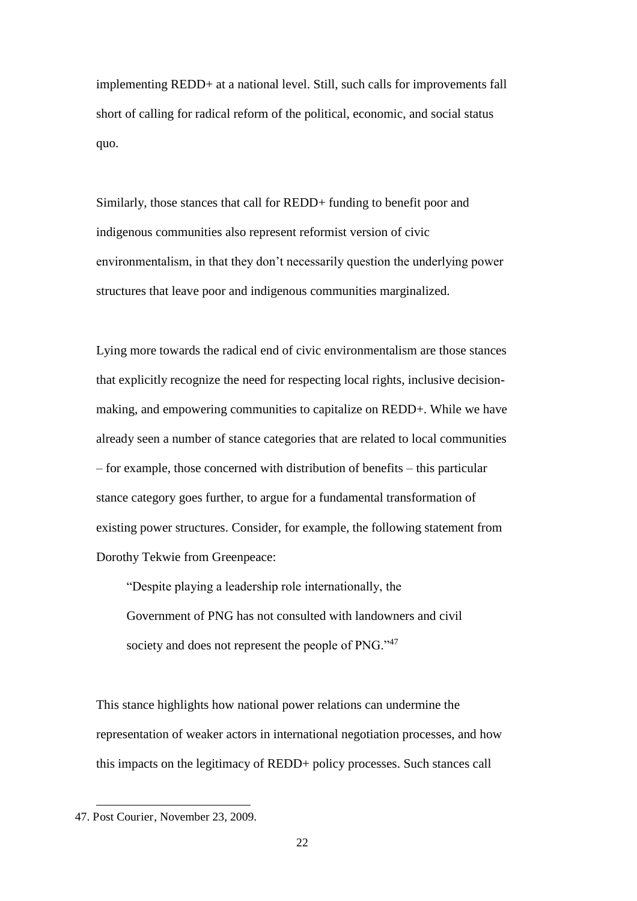implementing REDD+ at a national level. Still, such calls for improvements fall short of calling for radical reform of the political, economic, and social status quo.

Similarly, those stances that call for REDD+ funding to benefit poor and indigenous communities also represent reformist version of civic environmentalism, in that they don't necessarily question the underlying power structures that leave poor and indigenous communities marginalized.

Lying more towards the radical end of civic environmentalism are those stances that explicitly recognize the need for respecting local rights, inclusive decision-making, and empowering communities to capitalize on REDD+. While we have already seen a number of stance categories that are related to local communities – for example, those concerned with distribution of benefits – this particular stance category goes further, to argue for a fundamental transformation of existing power structures. Consider, for example, the following statement from Dorothy Tekwie from Greenpeace:

> "Despite playing a leadership role internationally, the Government of PNG has not consulted with landowners and civil society and does not represent the people of PNG."[47]

This stance highlights how national power relations can undermine the representation of weaker actors in international negotiation processes, and how this impacts on the legitimacy of REDD+ policy processes. Such stances call

47. Post Courier, November 23, 2009.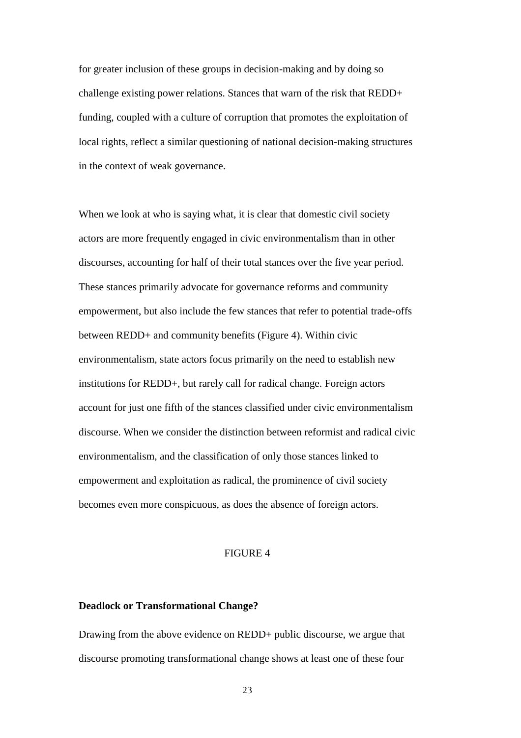for greater inclusion of these groups in decision-making and by doing so challenge existing power relations. Stances that warn of the risk that REDD+ funding, coupled with a culture of corruption that promotes the exploitation of local rights, reflect a similar questioning of national decision-making structures in the context of weak governance.

When we look at who is saying what, it is clear that domestic civil society actors are more frequently engaged in civic environmentalism than in other discourses, accounting for half of their total stances over the five year period. These stances primarily advocate for governance reforms and community empowerment, but also include the few stances that refer to potential trade-offs between REDD+ and community benefits (Figure 4). Within civic environmentalism, state actors focus primarily on the need to establish new institutions for REDD+, but rarely call for radical change. Foreign actors account for just one fifth of the stances classified under civic environmentalism discourse. When we consider the distinction between reformist and radical civic environmentalism, and the classification of only those stances linked to empowerment and exploitation as radical, the prominence of civil society becomes even more conspicuous, as does the absence of foreign actors.

FIGURE 4

**Deadlock or Transformational Change?**

Drawing from the above evidence on REDD+ public discourse, we argue that discourse promoting transformational change shows at least one of these four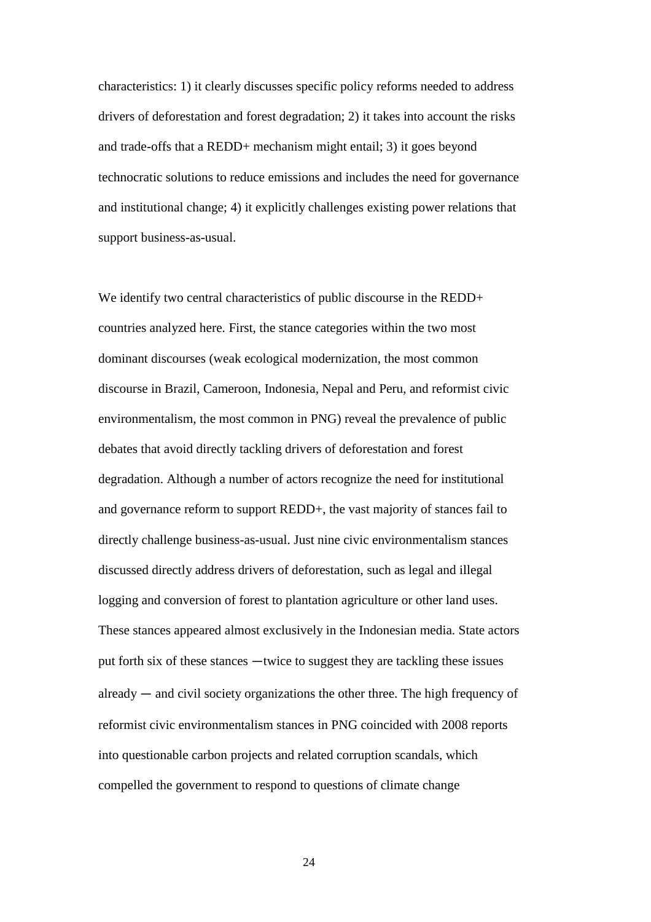characteristics: 1) it clearly discusses specific policy reforms needed to address drivers of deforestation and forest degradation; 2) it takes into account the risks and trade-offs that a REDD+ mechanism might entail; 3) it goes beyond technocratic solutions to reduce emissions and includes the need for governance and institutional change; 4) it explicitly challenges existing power relations that support business-as-usual.

We identify two central characteristics of public discourse in the REDD+ countries analyzed here. First, the stance categories within the two most dominant discourses (weak ecological modernization, the most common discourse in Brazil, Cameroon, Indonesia, Nepal and Peru, and reformist civic environmentalism, the most common in PNG) reveal the prevalence of public debates that avoid directly tackling drivers of deforestation and forest degradation. Although a number of actors recognize the need for institutional and governance reform to support REDD+, the vast majority of stances fail to directly challenge business-as-usual. Just nine civic environmentalism stances discussed directly address drivers of deforestation, such as legal and illegal logging and conversion of forest to plantation agriculture or other land uses. These stances appeared almost exclusively in the Indonesian media. State actors put forth six of these stances ─twice to suggest they are tackling these issues already ─ and civil society organizations the other three. The high frequency of reformist civic environmentalism stances in PNG coincided with 2008 reports into questionable carbon projects and related corruption scandals, which compelled the government to respond to questions of climate change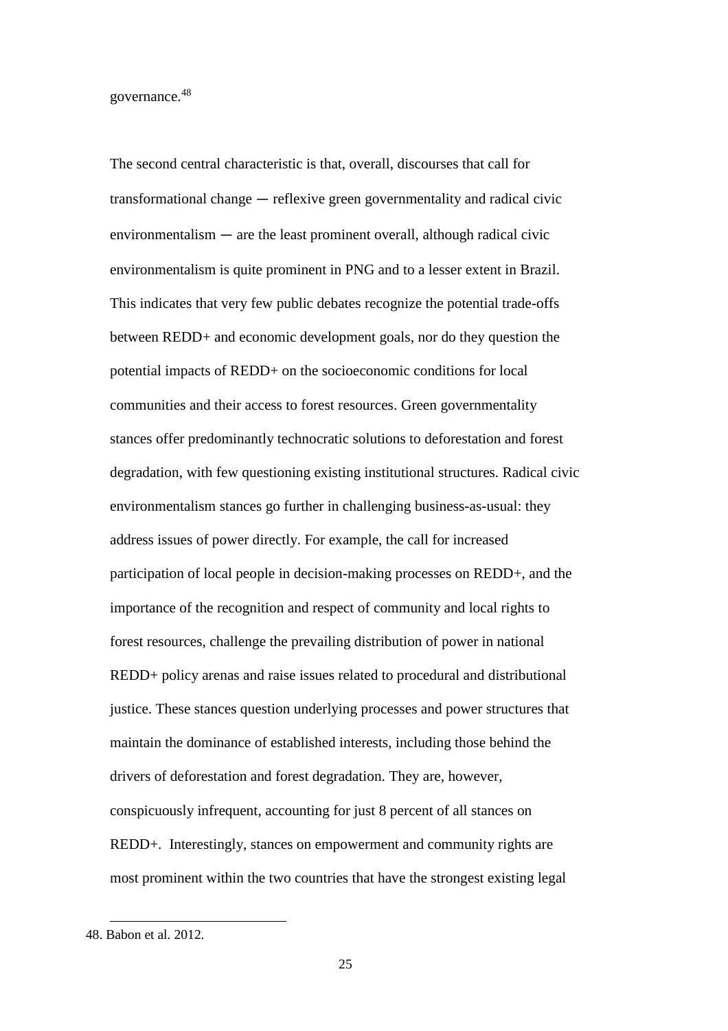governance.[48]

The second central characteristic is that, overall, discourses that call for transformational change ― reflexive green governmentality and radical civic environmentalism ― are the least prominent overall, although radical civic environmentalism is quite prominent in PNG and to a lesser extent in Brazil. This indicates that very few public debates recognize the potential trade-offs between REDD+ and economic development goals, nor do they question the potential impacts of REDD+ on the socioeconomic conditions for local communities and their access to forest resources. Green governmentality stances offer predominantly technocratic solutions to deforestation and forest degradation, with few questioning existing institutional structures. Radical civic environmentalism stances go further in challenging business-as-usual: they address issues of power directly. For example, the call for increased participation of local people in decision-making processes on REDD+, and the importance of the recognition and respect of community and local rights to forest resources, challenge the prevailing distribution of power in national REDD+ policy arenas and raise issues related to procedural and distributional justice. These stances question underlying processes and power structures that maintain the dominance of established interests, including those behind the drivers of deforestation and forest degradation. They are, however, conspicuously infrequent, accounting for just 8 percent of all stances on REDD+. Interestingly, stances on empowerment and community rights are most prominent within the two countries that have the strongest existing legal

48. Babon et al. 2012.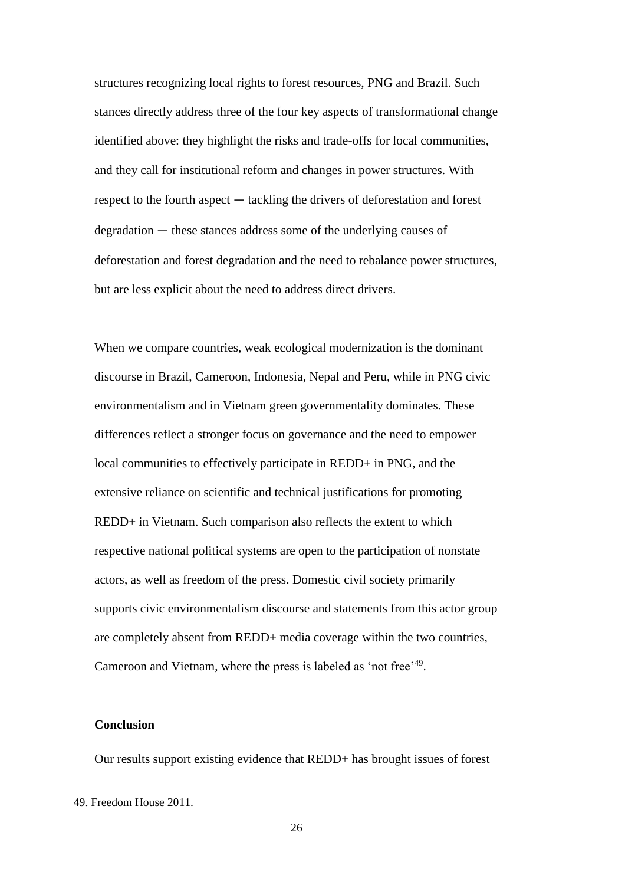structures recognizing local rights to forest resources, PNG and Brazil. Such stances directly address three of the four key aspects of transformational change identified above: they highlight the risks and trade-offs for local communities, and they call for institutional reform and changes in power structures. With respect to the fourth aspect ― tackling the drivers of deforestation and forest degradation ― these stances address some of the underlying causes of deforestation and forest degradation and the need to rebalance power structures, but are less explicit about the need to address direct drivers.

When we compare countries, weak ecological modernization is the dominant discourse in Brazil, Cameroon, Indonesia, Nepal and Peru, while in PNG civic environmentalism and in Vietnam green governmentality dominates. These differences reflect a stronger focus on governance and the need to empower local communities to effectively participate in REDD+ in PNG, and the extensive reliance on scientific and technical justifications for promoting REDD+ in Vietnam. Such comparison also reflects the extent to which respective national political systems are open to the participation of nonstate actors, as well as freedom of the press. Domestic civil society primarily supports civic environmentalism discourse and statements from this actor group are completely absent from REDD+ media coverage within the two countries, Cameroon and Vietnam, where the press is labeled as 'not free'[49].

**Conclusion**

Our results support existing evidence that REDD+ has brought issues of forest

49. Freedom House 2011.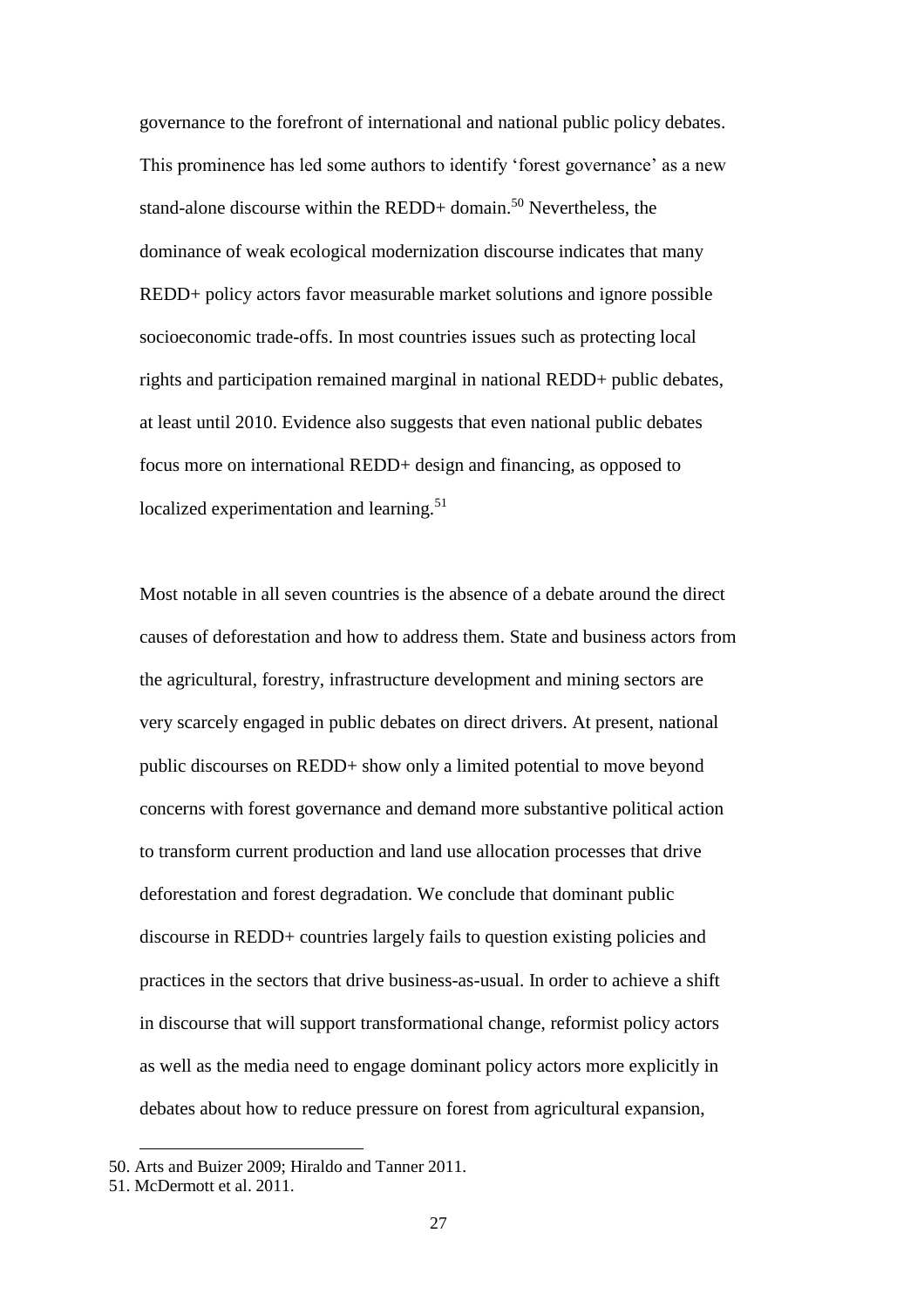governance to the forefront of international and national public policy debates. This prominence has led some authors to identify 'forest governance' as a new stand-alone discourse within the REDD+ domain.[50] Nevertheless, the dominance of weak ecological modernization discourse indicates that many REDD+ policy actors favor measurable market solutions and ignore possible socioeconomic trade-offs. In most countries issues such as protecting local rights and participation remained marginal in national REDD+ public debates, at least until 2010. Evidence also suggests that even national public debates focus more on international REDD+ design and financing, as opposed to localized experimentation and learning.[51]

Most notable in all seven countries is the absence of a debate around the direct causes of deforestation and how to address them. State and business actors from the agricultural, forestry, infrastructure development and mining sectors are very scarcely engaged in public debates on direct drivers. At present, national public discourses on REDD+ show only a limited potential to move beyond concerns with forest governance and demand more substantive political action to transform current production and land use allocation processes that drive deforestation and forest degradation. We conclude that dominant public discourse in REDD+ countries largely fails to question existing policies and practices in the sectors that drive business-as-usual. In order to achieve a shift in discourse that will support transformational change, reformist policy actors as well as the media need to engage dominant policy actors more explicitly in debates about how to reduce pressure on forest from agricultural expansion,

50. Arts and Buizer 2009; Hiraldo and Tanner 2011.
51. McDermott et al. 2011.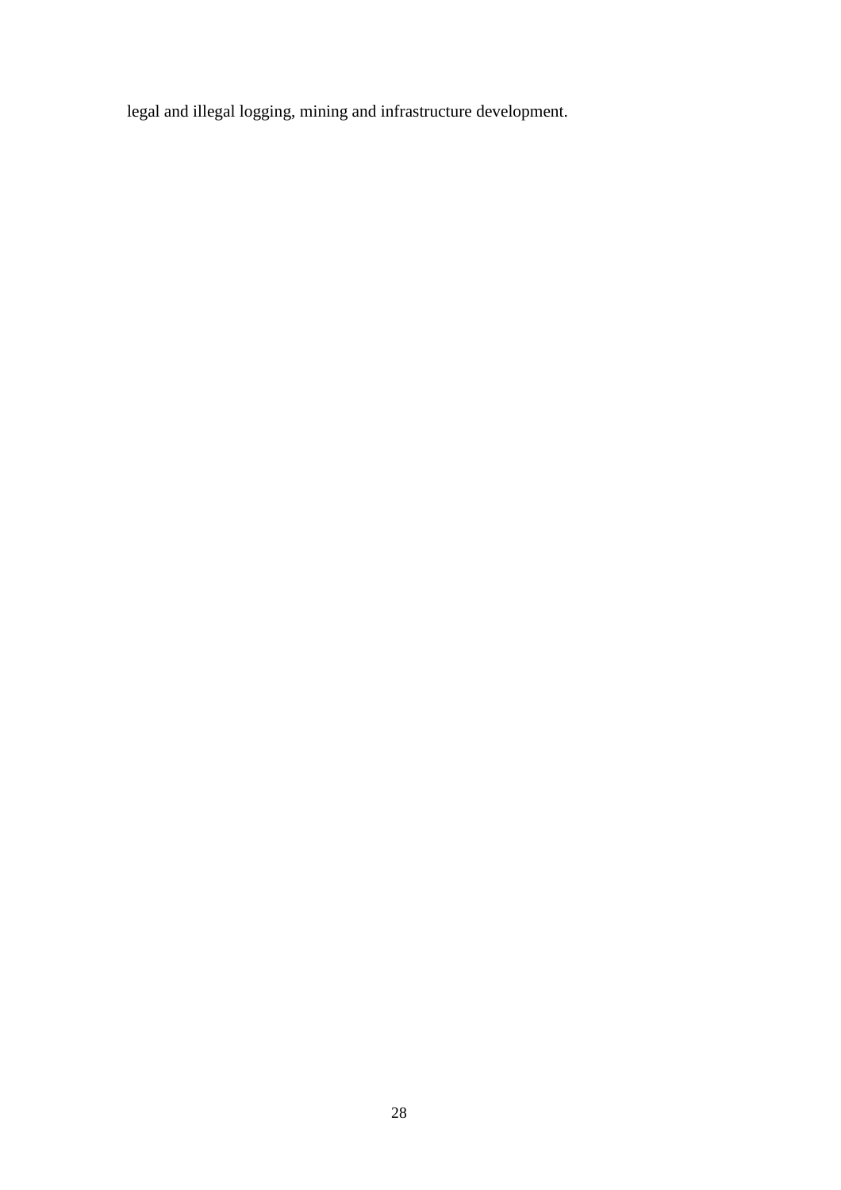legal and illegal logging, mining and infrastructure development.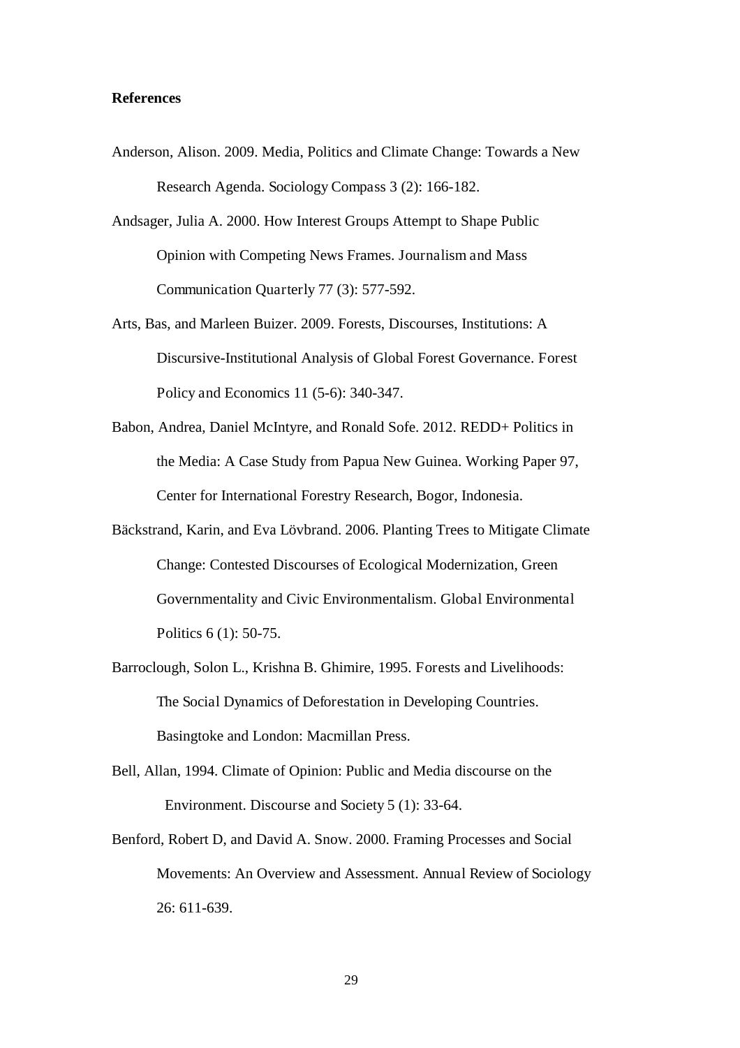**References**

Anderson, Alison. 2009. Media, Politics and Climate Change: Towards a New Research Agenda. Sociology Compass 3 (2): 166-182.

Andsager, Julia A. 2000. How Interest Groups Attempt to Shape Public Opinion with Competing News Frames. Journalism and Mass Communication Quarterly 77 (3): 577-592.

Arts, Bas, and Marleen Buizer. 2009. Forests, Discourses, Institutions: A Discursive-Institutional Analysis of Global Forest Governance. Forest Policy and Economics 11 (5-6): 340-347.

Babon, Andrea, Daniel McIntyre, and Ronald Sofe. 2012. REDD+ Politics in the Media: A Case Study from Papua New Guinea. Working Paper 97, Center for International Forestry Research, Bogor, Indonesia.

Bäckstrand, Karin, and Eva Lövbrand. 2006. Planting Trees to Mitigate Climate Change: Contested Discourses of Ecological Modernization, Green Governmentality and Civic Environmentalism. Global Environmental Politics 6 (1): 50-75.

Barroclough, Solon L., Krishna B. Ghimire, 1995. Forests and Livelihoods: The Social Dynamics of Deforestation in Developing Countries. Basingtoke and London: Macmillan Press.

Bell, Allan, 1994. Climate of Opinion: Public and Media discourse on the Environment. Discourse and Society 5 (1): 33-64.

Benford, Robert D, and David A. Snow. 2000. Framing Processes and Social Movements: An Overview and Assessment. Annual Review of Sociology 26: 611-639.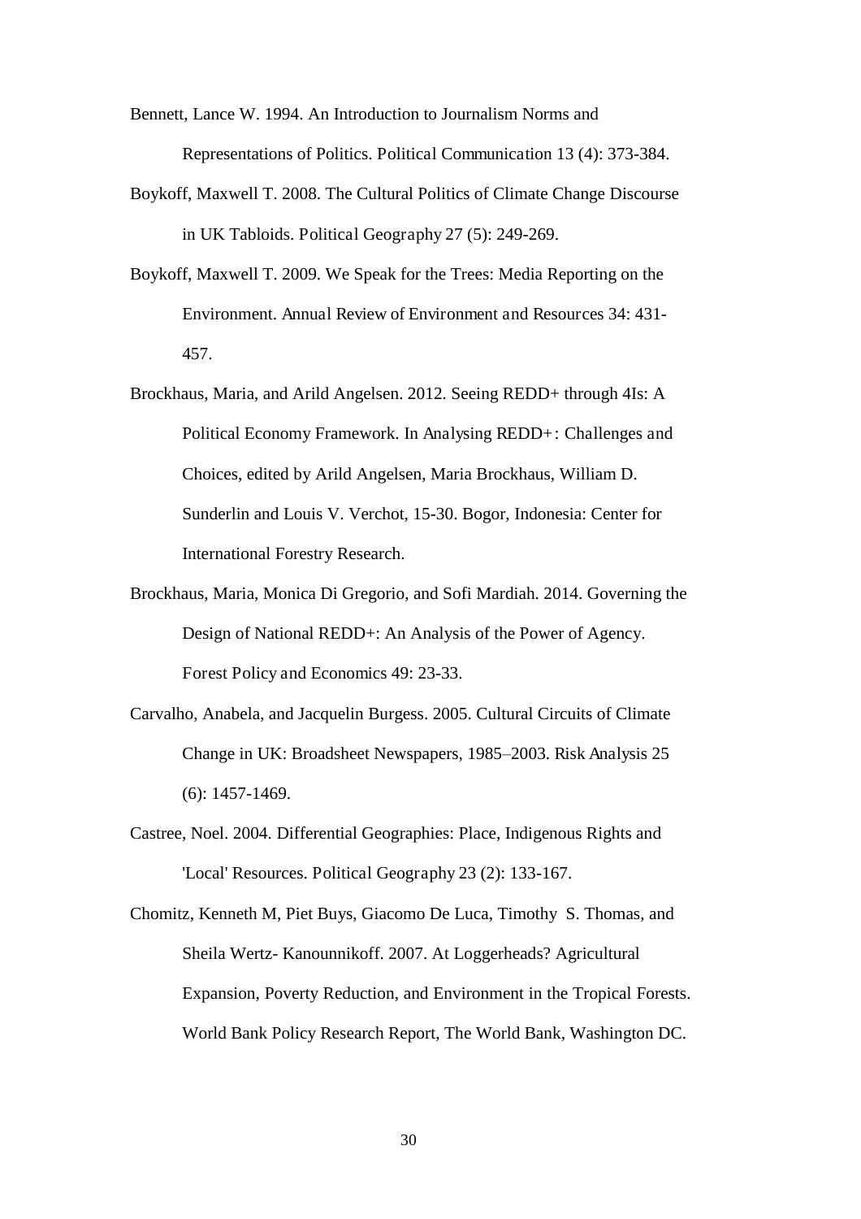Bennett, Lance W. 1994. An Introduction to Journalism Norms and Representations of Politics. Political Communication 13 (4): 373-384.

Boykoff, Maxwell T. 2008. The Cultural Politics of Climate Change Discourse in UK Tabloids. Political Geography 27 (5): 249-269.

Boykoff, Maxwell T. 2009. We Speak for the Trees: Media Reporting on the Environment. Annual Review of Environment and Resources 34: 431-457.

Brockhaus, Maria, and Arild Angelsen. 2012. Seeing REDD+ through 4Is: A Political Economy Framework. In Analysing REDD+: Challenges and Choices, edited by Arild Angelsen, Maria Brockhaus, William D. Sunderlin and Louis V. Verchot, 15-30. Bogor, Indonesia: Center for International Forestry Research.

Brockhaus, Maria, Monica Di Gregorio, and Sofi Mardiah. 2014. Governing the Design of National REDD+: An Analysis of the Power of Agency. Forest Policy and Economics 49: 23-33.

Carvalho, Anabela, and Jacquelin Burgess. 2005. Cultural Circuits of Climate Change in UK: Broadsheet Newspapers, 1985–2003. Risk Analysis 25 (6): 1457-1469.

Castree, Noel. 2004. Differential Geographies: Place, Indigenous Rights and 'Local' Resources. Political Geography 23 (2): 133-167.

Chomitz, Kenneth M, Piet Buys, Giacomo De Luca, Timothy S. Thomas, and Sheila Wertz- Kanounnikoff. 2007. At Loggerheads? Agricultural Expansion, Poverty Reduction, and Environment in the Tropical Forests. World Bank Policy Research Report, The World Bank, Washington DC.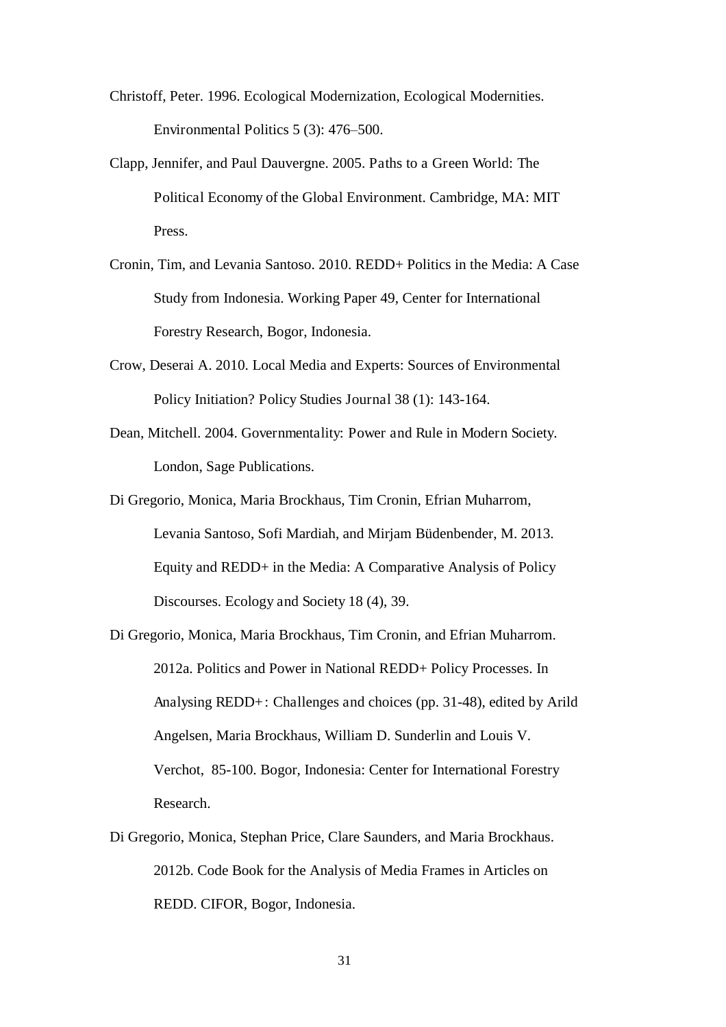Christoff, Peter. 1996. Ecological Modernization, Ecological Modernities. Environmental Politics 5 (3): 476–500.

Clapp, Jennifer, and Paul Dauvergne. 2005. Paths to a Green World: The Political Economy of the Global Environment. Cambridge, MA: MIT Press.

Cronin, Tim, and Levania Santoso. 2010. REDD+ Politics in the Media: A Case Study from Indonesia. Working Paper 49, Center for International Forestry Research, Bogor, Indonesia.

Crow, Deserai A. 2010. Local Media and Experts: Sources of Environmental Policy Initiation? Policy Studies Journal 38 (1): 143-164.

Dean, Mitchell. 2004. Governmentality: Power and Rule in Modern Society. London, Sage Publications.

Di Gregorio, Monica, Maria Brockhaus, Tim Cronin, Efrian Muharrom, Levania Santoso, Sofi Mardiah, and Mirjam Büdenbender, M. 2013. Equity and REDD+ in the Media: A Comparative Analysis of Policy Discourses. Ecology and Society 18 (4), 39.

Di Gregorio, Monica, Maria Brockhaus, Tim Cronin, and Efrian Muharrom. 2012a. Politics and Power in National REDD+ Policy Processes. In Analysing REDD+: Challenges and choices (pp. 31-48), edited by Arild Angelsen, Maria Brockhaus, William D. Sunderlin and Louis V. Verchot, 85-100. Bogor, Indonesia: Center for International Forestry Research.

Di Gregorio, Monica, Stephan Price, Clare Saunders, and Maria Brockhaus. 2012b. Code Book for the Analysis of Media Frames in Articles on REDD. CIFOR, Bogor, Indonesia.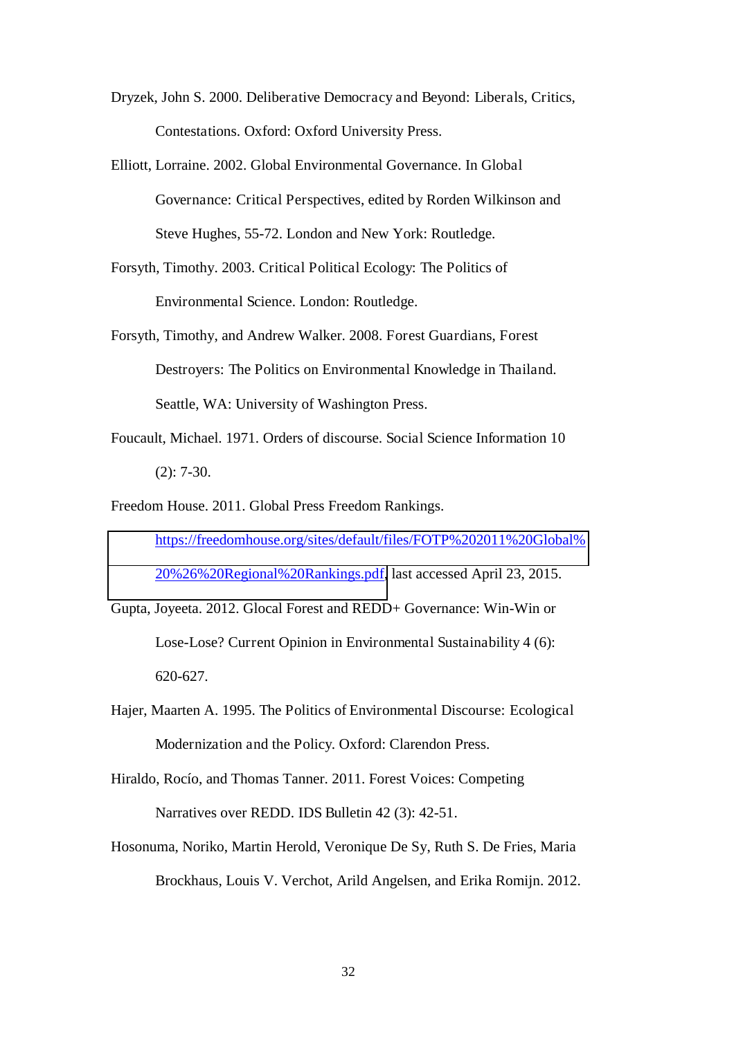Dryzek, John S. 2000. Deliberative Democracy and Beyond: Liberals, Critics, Contestations. Oxford: Oxford University Press.

Elliott, Lorraine. 2002. Global Environmental Governance. In Global Governance: Critical Perspectives, edited by Rorden Wilkinson and Steve Hughes, 55-72. London and New York: Routledge.

Forsyth, Timothy. 2003. Critical Political Ecology: The Politics of Environmental Science. London: Routledge.

Forsyth, Timothy, and Andrew Walker. 2008. Forest Guardians, Forest Destroyers: The Politics on Environmental Knowledge in Thailand. Seattle, WA: University of Washington Press.

Foucault, Michael. 1971. Orders of discourse. Social Science Information 10 (2): 7-30.

Freedom House. 2011. Global Press Freedom Rankings. https://freedomhouse.org/sites/default/files/FOTP%202011%20Global%20%26%20Regional%20Rankings.pdf, last accessed April 23, 2015.

Gupta, Joyeeta. 2012. Glocal Forest and REDD+ Governance: Win-Win or Lose-Lose? Current Opinion in Environmental Sustainability 4 (6): 620-627.

Hajer, Maarten A. 1995. The Politics of Environmental Discourse: Ecological Modernization and the Policy. Oxford: Clarendon Press.

Hiraldo, Rocío, and Thomas Tanner. 2011. Forest Voices: Competing Narratives over REDD. IDS Bulletin 42 (3): 42-51.

Hosonuma, Noriko, Martin Herold, Veronique De Sy, Ruth S. De Fries, Maria Brockhaus, Louis V. Verchot, Arild Angelsen, and Erika Romijn. 2012.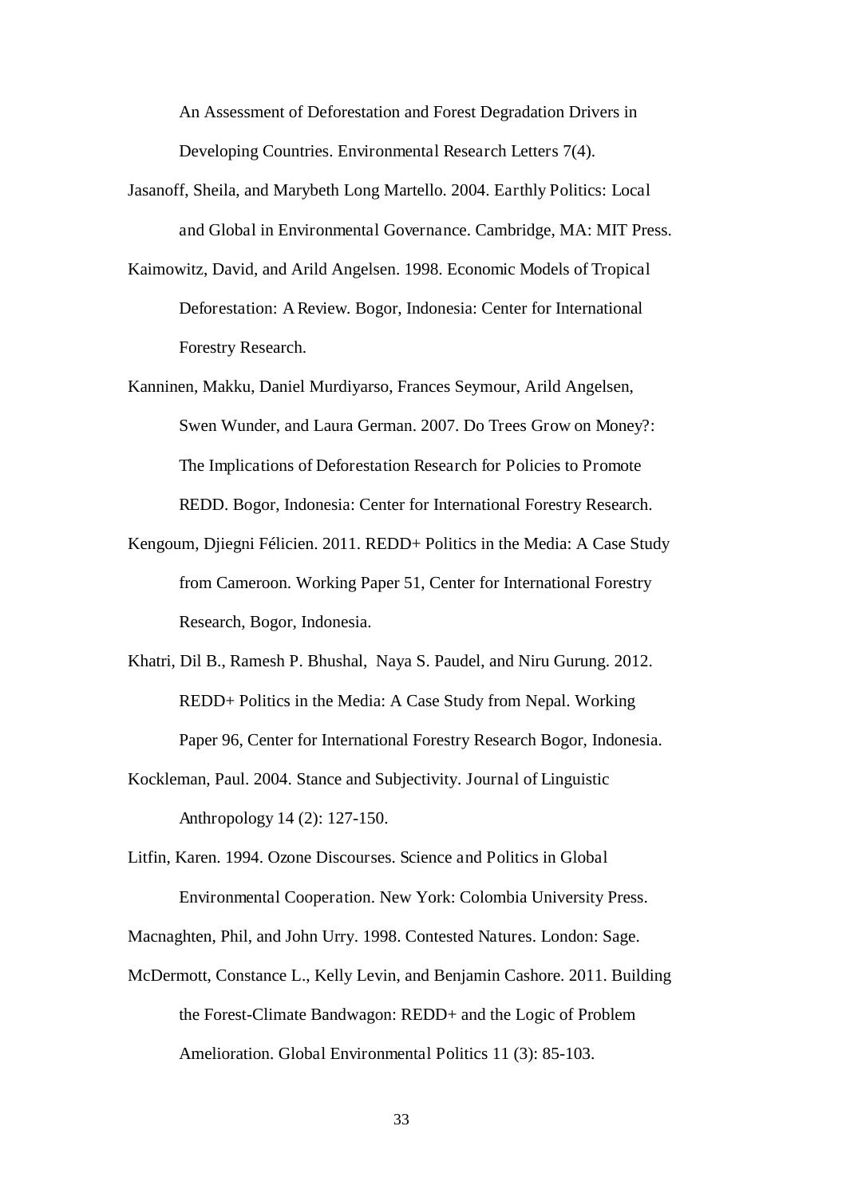An Assessment of Deforestation and Forest Degradation Drivers in Developing Countries. Environmental Research Letters 7(4).

Jasanoff, Sheila, and Marybeth Long Martello. 2004. Earthly Politics: Local and Global in Environmental Governance. Cambridge, MA: MIT Press.

Kaimowitz, David, and Arild Angelsen. 1998. Economic Models of Tropical Deforestation: A Review. Bogor, Indonesia: Center for International Forestry Research.

Kanninen, Makku, Daniel Murdiyarso, Frances Seymour, Arild Angelsen, Swen Wunder, and Laura German. 2007. Do Trees Grow on Money?: The Implications of Deforestation Research for Policies to Promote REDD. Bogor, Indonesia: Center for International Forestry Research.

Kengoum, Djiegni Félicien. 2011. REDD+ Politics in the Media: A Case Study from Cameroon. Working Paper 51, Center for International Forestry Research, Bogor, Indonesia.

Khatri, Dil B., Ramesh P. Bhushal, Naya S. Paudel, and Niru Gurung. 2012. REDD+ Politics in the Media: A Case Study from Nepal. Working Paper 96, Center for International Forestry Research Bogor, Indonesia.

Kockleman, Paul. 2004. Stance and Subjectivity. Journal of Linguistic Anthropology 14 (2): 127-150.

Litfin, Karen. 1994. Ozone Discourses. Science and Politics in Global Environmental Cooperation. New York: Colombia University Press.

Macnaghten, Phil, and John Urry. 1998. Contested Natures. London: Sage.

McDermott, Constance L., Kelly Levin, and Benjamin Cashore. 2011. Building the Forest-Climate Bandwagon: REDD+ and the Logic of Problem Amelioration. Global Environmental Politics 11 (3): 85-103.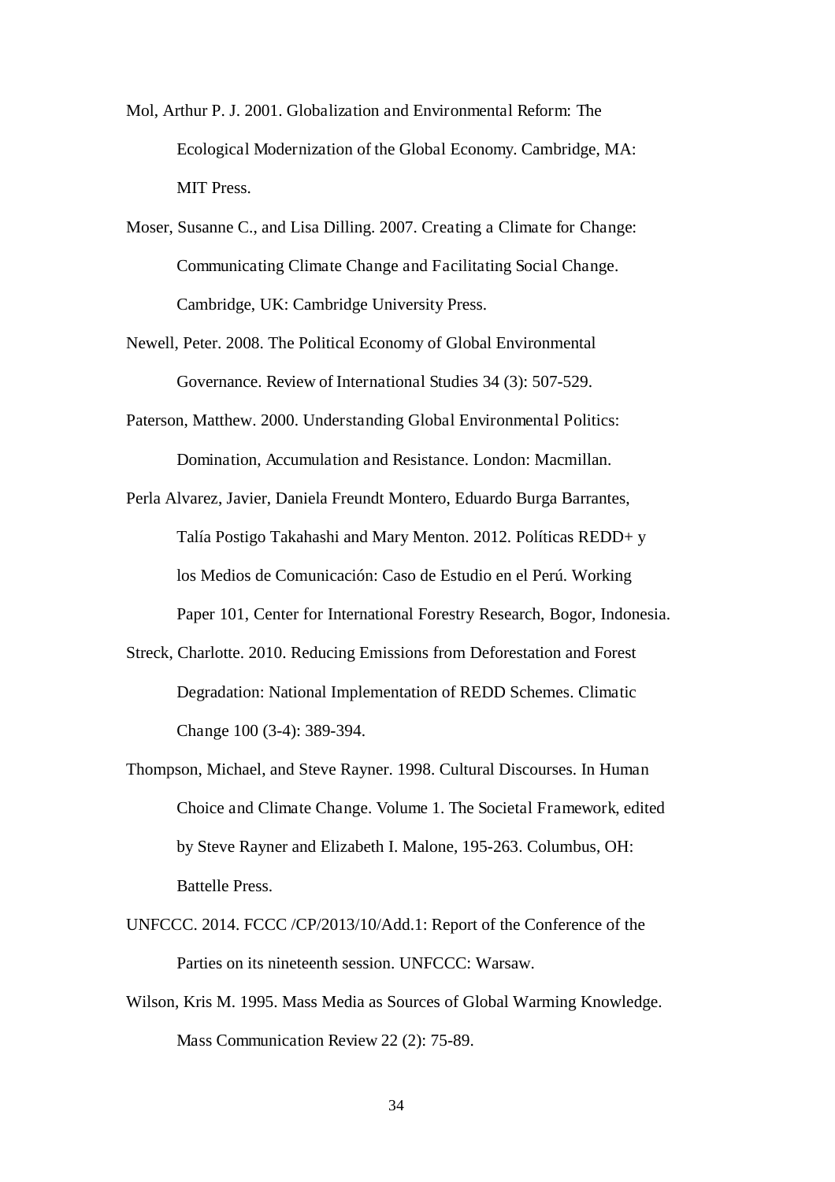Mol, Arthur P. J. 2001. Globalization and Environmental Reform: The Ecological Modernization of the Global Economy. Cambridge, MA: MIT Press.

Moser, Susanne C., and Lisa Dilling. 2007. Creating a Climate for Change: Communicating Climate Change and Facilitating Social Change. Cambridge, UK: Cambridge University Press.

Newell, Peter. 2008. The Political Economy of Global Environmental Governance. Review of International Studies 34 (3): 507-529.

Paterson, Matthew. 2000. Understanding Global Environmental Politics: Domination, Accumulation and Resistance. London: Macmillan.

Perla Alvarez, Javier, Daniela Freundt Montero, Eduardo Burga Barrantes, Talía Postigo Takahashi and Mary Menton. 2012. Políticas REDD+ y los Medios de Comunicación: Caso de Estudio en el Perú. Working Paper 101, Center for International Forestry Research, Bogor, Indonesia.

Streck, Charlotte. 2010. Reducing Emissions from Deforestation and Forest Degradation: National Implementation of REDD Schemes. Climatic Change 100 (3-4): 389-394.

Thompson, Michael, and Steve Rayner. 1998. Cultural Discourses. In Human Choice and Climate Change. Volume 1. The Societal Framework, edited by Steve Rayner and Elizabeth I. Malone, 195-263. Columbus, OH: Battelle Press.

UNFCCC. 2014. FCCC /CP/2013/10/Add.1: Report of the Conference of the Parties on its nineteenth session. UNFCCC: Warsaw.

Wilson, Kris M. 1995. Mass Media as Sources of Global Warming Knowledge. Mass Communication Review 22 (2): 75-89.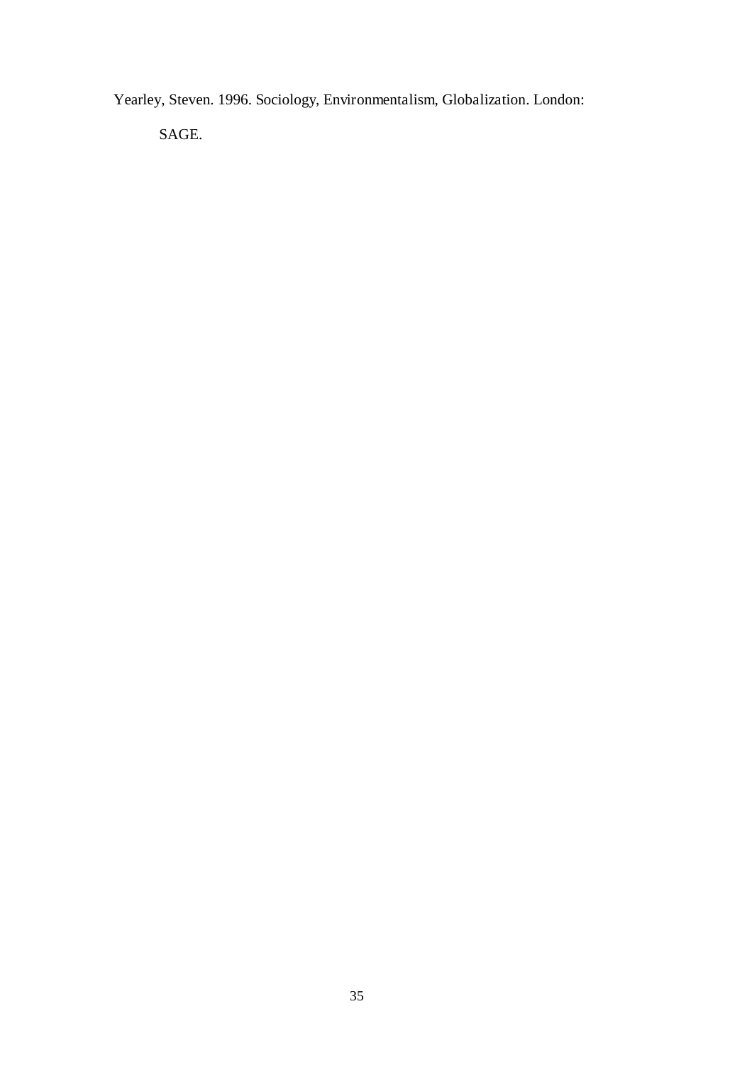Yearley, Steven. 1996. Sociology, Environmentalism, Globalization. London: SAGE.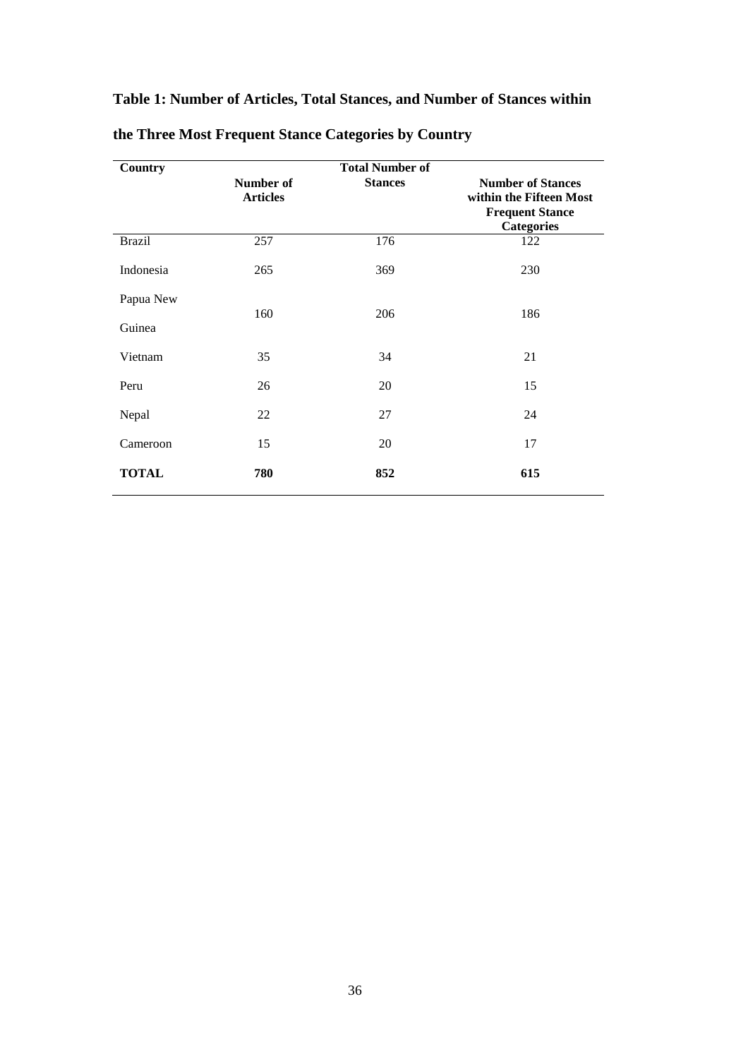**Table 1: Number of Articles, Total Stances, and Number of Stances within the Three Most Frequent Stance Categories by Country**

| Country | Number of Articles | Total Number of Stances | Number of Stances within the Fifteen Most Frequent Stance Categories |
|---|---|---|---|
| Brazil | 257 | 176 | 122 |
| Indonesia | 265 | 369 | 230 |
| Papua New Guinea | 160 | 206 | 186 |
| Vietnam | 35 | 34 | 21 |
| Peru | 26 | 20 | 15 |
| Nepal | 22 | 27 | 24 |
| Cameroon | 15 | 20 | 17 |
| **TOTAL** | **780** | **852** | **615** |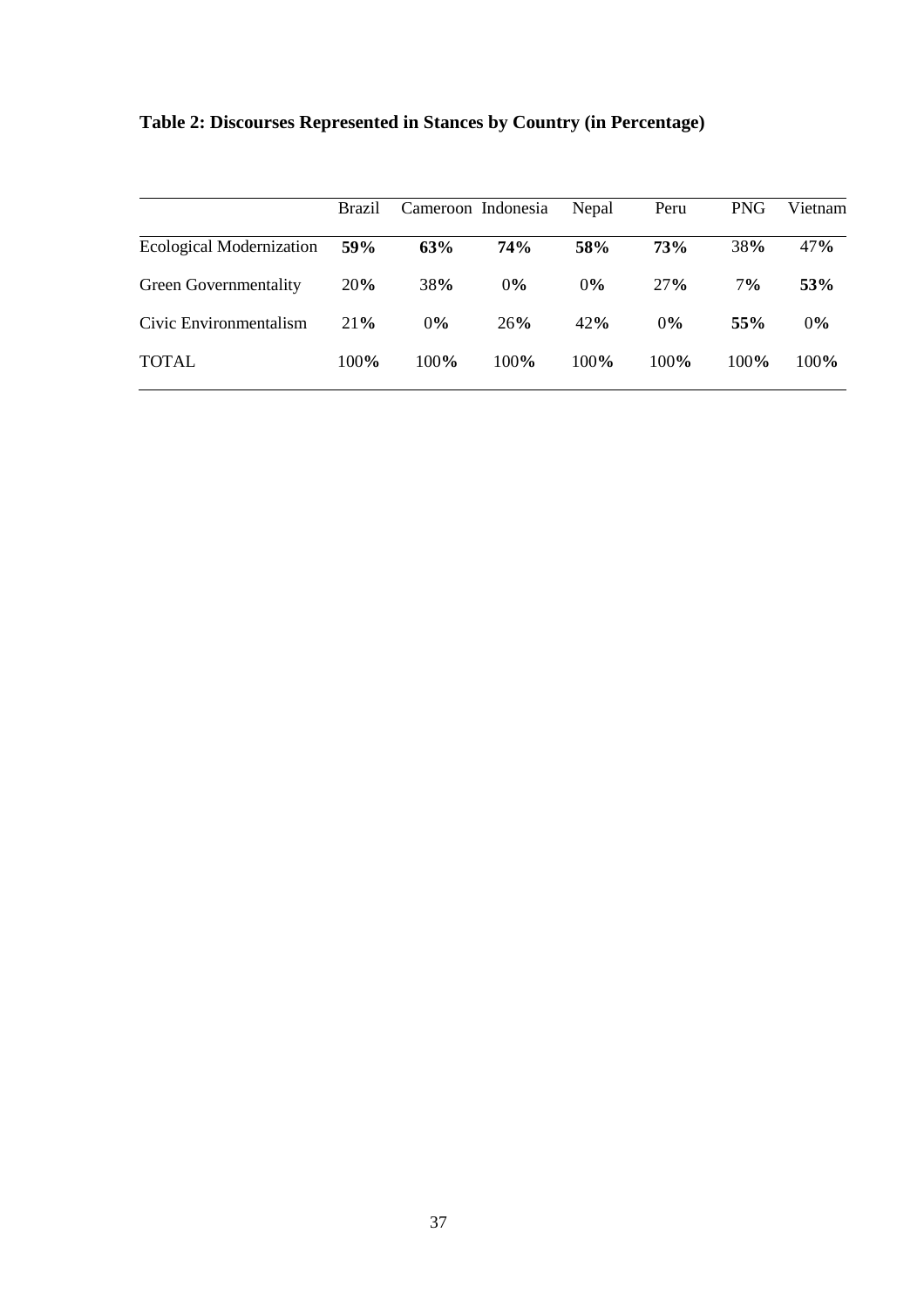**Table 2: Discourses Represented in Stances by Country (in Percentage)**

| | Brazil | Cameroon | Indonesia | Nepal | Peru | PNG | Vietnam |
|---|---|---|---|---|---|---|---|
| Ecological Modernization | **59%** | **63%** | **74%** | **58%** | **73%** | 38% | 47% |
| Green Governmentality | 20% | 38% | 0% | 0% | 27% | 7% | **53%** |
| Civic Environmentalism | 21% | 0% | 26% | 42% | 0% | **55%** | 0% |
| TOTAL | 100% | 100% | 100% | 100% | 100% | 100% | 100% |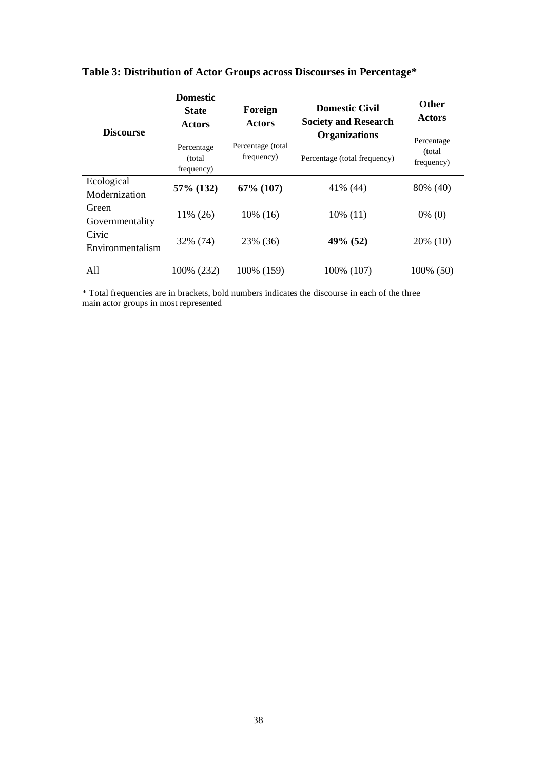**Table 3: Distribution of Actor Groups across Discourses in Percentage***

| Discourse | Domestic State Actors | Foreign Actors | Domestic Civil Society and Research Organizations | Other Actors |
|---|---|---|---|---|
| | Percentage (total frequency) | Percentage (total frequency) | Percentage (total frequency) | Percentage (total frequency) |
| Ecological Modernization | **57% (132)** | **67% (107)** | 41% (44) | 80% (40) |
| Green Governmentality | 11% (26) | 10% (16) | 10% (11) | 0% (0) |
| Civic Environmentalism | 32% (74) | 23% (36) | **49% (52)** | 20% (10) |
| All | 100% (232) | 100% (159) | 100% (107) | 100% (50) |

* Total frequencies are in brackets, bold numbers indicates the discourse in each of the three main actor groups in most represented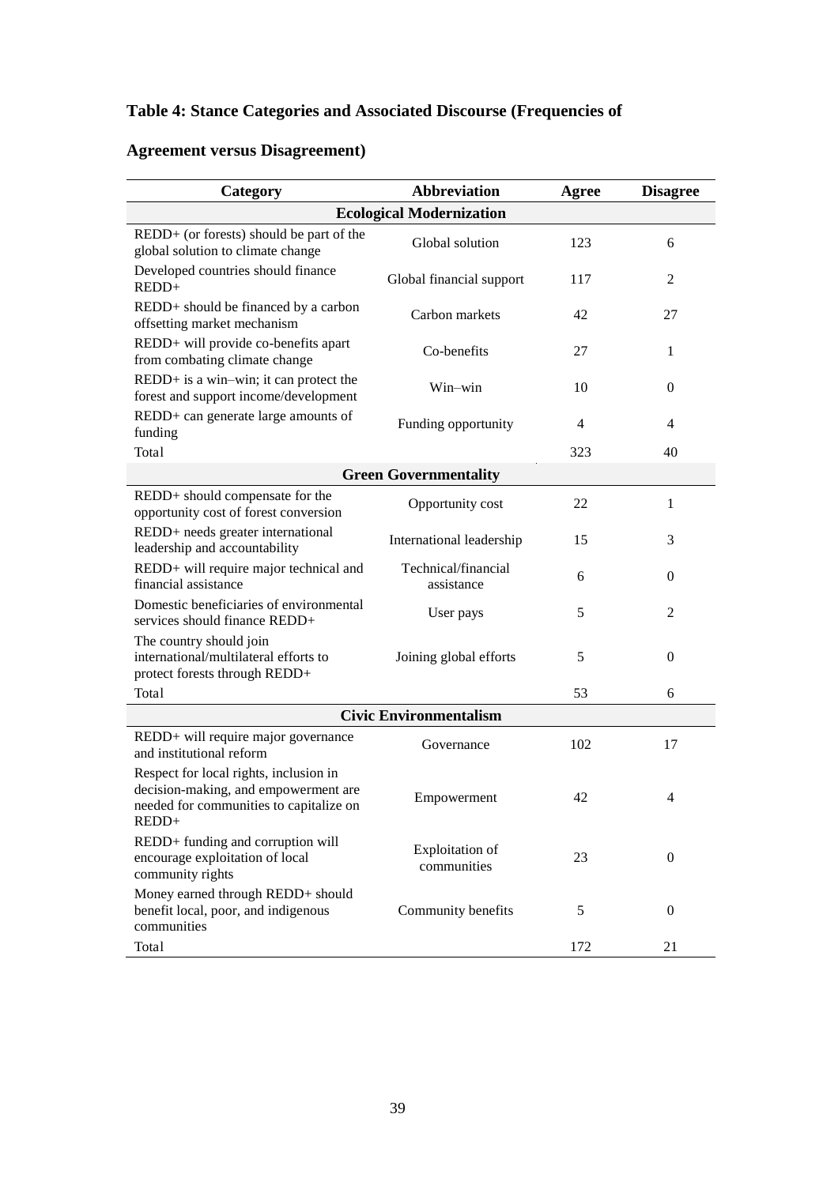**Table 4: Stance Categories and Associated Discourse (Frequencies of Agreement versus Disagreement)**

| Category | Abbreviation | Agree | Disagree |
|---|---|---|---|
| **Ecological Modernization** | | | |
| REDD+ (or forests) should be part of the global solution to climate change | Global solution | 123 | 6 |
| Developed countries should finance REDD+ | Global financial support | 117 | 2 |
| REDD+ should be financed by a carbon offsetting market mechanism | Carbon markets | 42 | 27 |
| REDD+ will provide co-benefits apart from combating climate change | Co-benefits | 27 | 1 |
| REDD+ is a win–win; it can protect the forest and support income/development | Win–win | 10 | 0 |
| REDD+ can generate large amounts of funding | Funding opportunity | 4 | 4 |
| Total | | 323 | 40 |
| **Green Governmentality** | | | |
| REDD+ should compensate for the opportunity cost of forest conversion | Opportunity cost | 22 | 1 |
| REDD+ needs greater international leadership and accountability | International leadership | 15 | 3 |
| REDD+ will require major technical and financial assistance | Technical/financial assistance | 6 | 0 |
| Domestic beneficiaries of environmental services should finance REDD+ | User pays | 5 | 2 |
| The country should join international/multilateral efforts to protect forests through REDD+ | Joining global efforts | 5 | 0 |
| Total | | 53 | 6 |
| **Civic Environmentalism** | | | |
| REDD+ will require major governance and institutional reform | Governance | 102 | 17 |
| Respect for local rights, inclusion in decision-making, and empowerment are needed for communities to capitalize on REDD+ | Empowerment | 42 | 4 |
| REDD+ funding and corruption will encourage exploitation of local community rights | Exploitation of communities | 23 | 0 |
| Money earned through REDD+ should benefit local, poor, and indigenous communities | Community benefits | 5 | 0 |
| Total | | 172 | 21 |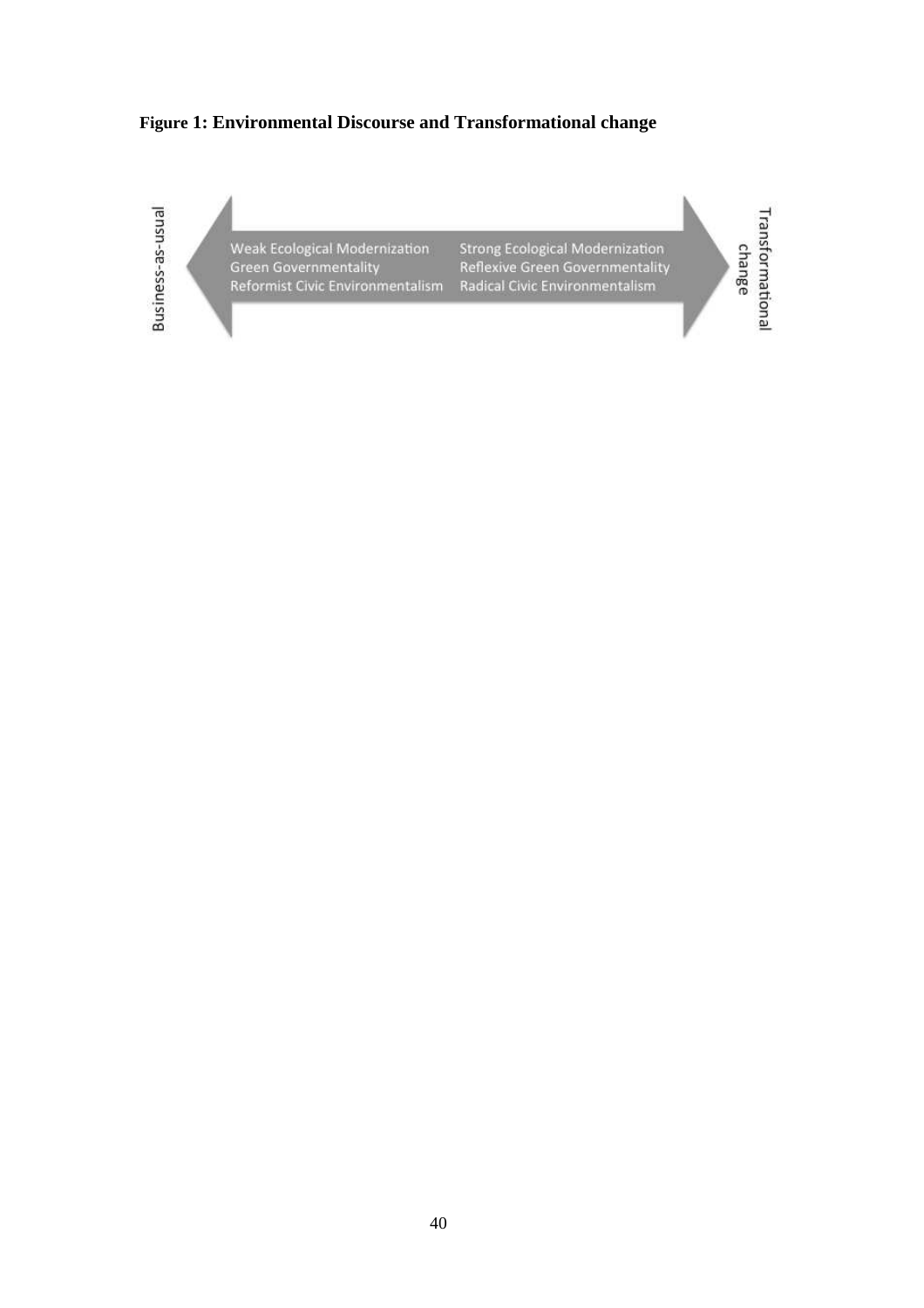**Figure 1: Environmental Discourse and Transformational change**

Business-as-usual

Weak Ecological Modernization
Green Governmentality
Reformist Civic Environmentalism

Strong Ecological Modernization
Reflexive Green Governmentality
Radical Civic Environmentalism

Transformational change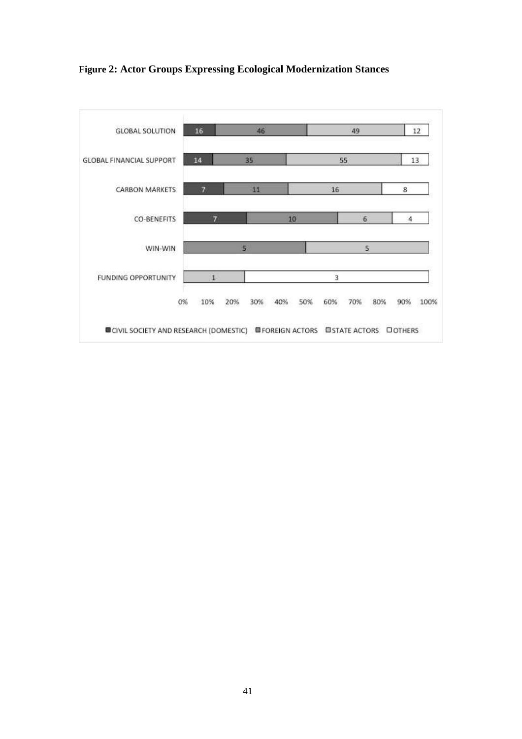**Figure 2: Actor Groups Expressing Ecological Modernization Stances**

| | CIVIL SOCIETY AND RESEARCH (DOMESTIC) | FOREIGN ACTORS | STATE ACTORS | OTHERS |
|---|---|---|---|---|
| GLOBAL SOLUTION | 16 | 46 | 49 | 12 |
| GLOBAL FINANCIAL SUPPORT | 14 | 35 | 55 | 13 |
| CARBON MARKETS | 7 | 11 | 16 | 8 |
| CO-BENEFITS | 7 | 10 | 6 | 4 |
| WIN-WIN | | 5 | 5 | |
| FUNDING OPPORTUNITY | | | 1 | 3 |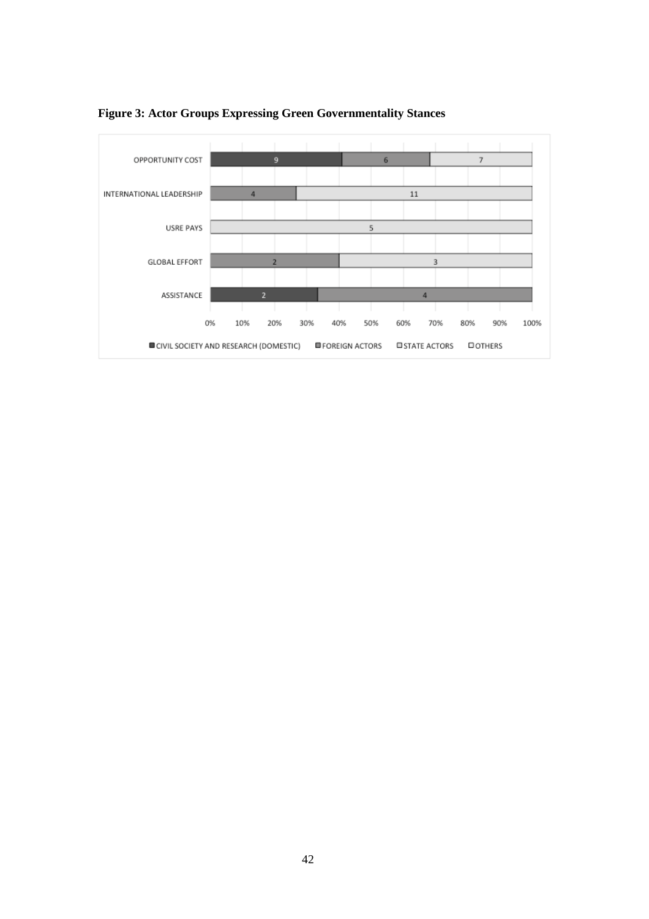**Figure 3: Actor Groups Expressing Green Governmentality Stances**

| Stance | CIVIL SOCIETY AND RESEARCH (DOMESTIC) | FOREIGN ACTORS | STATE ACTORS | OTHERS |
|---|---|---|---|---|
| OPPORTUNITY COST | 9 | 6 | 7 | |
| INTERNATIONAL LEADERSHIP | | 4 | 11 | |
| USRE PAYS | | | 5 | |
| GLOBAL EFFORT | | 2 | 3 | |
| ASSISTANCE | 2 | 4 | | |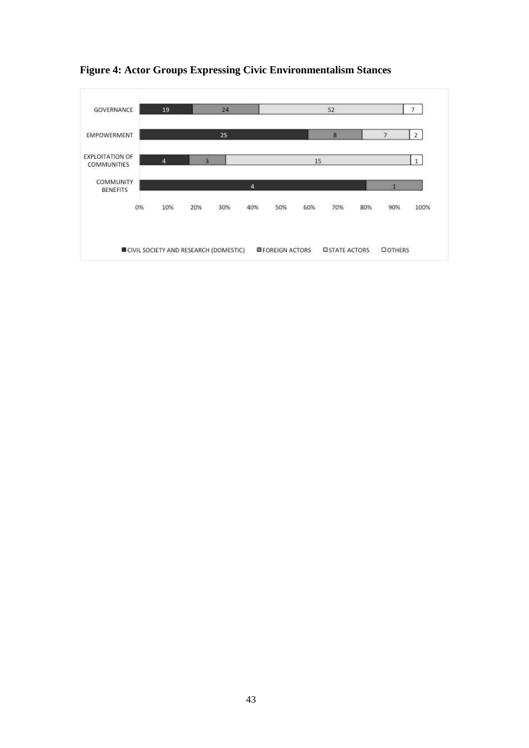**Figure 4: Actor Groups Expressing Civic Environmentalism Stances**

GOVERNANCE
19
24
52
7

EMPOWERMENT
25
8
7
2

EXPLOITATION OF COMMUNITIES
4
3
15
1

COMMUNITY BENEFITS
4
1

0%
10%
20%
30%
40%
50%
60%
70%
80%
90%
100%

CIVIL SOCIETY AND RESEARCH (DOMESTIC)
FOREIGN ACTORS
STATE ACTORS
OTHERS